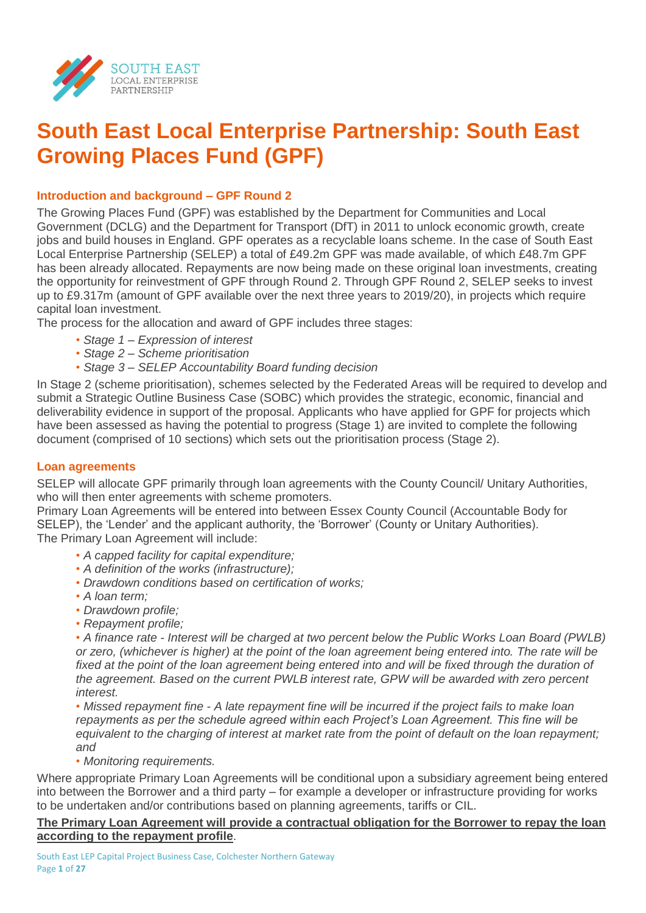# South East Local Enterprise Partnership: South East Growing Places Fund (GPF)

### Introduction and background – GPF Round 2

The Growing Places Fund (GPF) was established by the Department for Communities and Local Government (DCLG) and the Department for Transport (DfT) in 2011 to unlock economic growth, create jobs and build houses in England. GPF operates as a recyclable loans scheme. In the case of South East Local Enterprise Partnership (SELEP) a total of £49.2m GPF was made available, of which £48.7m GPF has been already allocated. Repayments are now being made on these original loan investments, creating the opportunity for reinvestment of GPF through Round 2. Through GPF Round 2, SELEP seeks to invest up to £9.317m (amount of GPF available over the next three years to 2019/20), in projects which require capital loan investment.

The process for the allocation and award of GPF includes three stages:

- *Stage 1 – Expression of interest*
- *Stage 2 – Scheme prioritisation*
- *Stage 3 – SELEP Accountability Board funding decision*

In Stage 2 (scheme prioritisation), schemes selected by the Federated Areas will be required to develop and submit a Strategic Outline Business Case (SOBC) which provides the strategic, economic, financial and deliverability evidence in support of the proposal. Applicants who have applied for GPF for projects which have been assessed as having the potential to progress (Stage 1) are invited to complete the following document (comprised of 10 sections) which sets out the prioritisation process (Stage 2).

### Loan agreements

SELEP will allocate GPF primarily through loan agreements with the County Council/ Unitary Authorities, who will then enter agreements with scheme promoters.

Primary Loan Agreements will be entered into between Essex County Council (Accountable Body for SELEP), the 'Lender' and the applicant authority, the 'Borrower' (County or Unitary Authorities).

The Primary Loan Agreement will include:

- *A capped facility for capital expenditure;*
- *A definition of the works (infrastructure);*
- *Drawdown conditions based on certification of works;*
- *A loan term;*
- *Drawdown profile;*
- *Repayment profile;*
- *A finance rate - Interest will be charged at two percent below the Public Works Loan Board (PWLB) or zero, (whichever is higher) at the point of the loan agreement being entered into. The rate will be fixed at the point of the loan agreement being entered into and will be fixed through the duration of the agreement. Based on the current PWLB interest rate, GPW will be awarded with zero percent interest.*
- *Missed repayment fine - A late repayment fine will be incurred if the project fails to make loan repayments as per the schedule agreed within each Project's Loan Agreement. This fine will be equivalent to the charging of interest at market rate from the point of default on the loan repayment; and*
- *Monitoring requirements.*

Where appropriate Primary Loan Agreements will be conditional upon a subsidiary agreement being entered into between the Borrower and a third party – for example a developer or infrastructure providing for works to be undertaken and/or contributions based on planning agreements, tariffs or CIL.

**The Primary Loan Agreement will provide a contractual obligation for the Borrower to repay the loan according to the repayment profile**.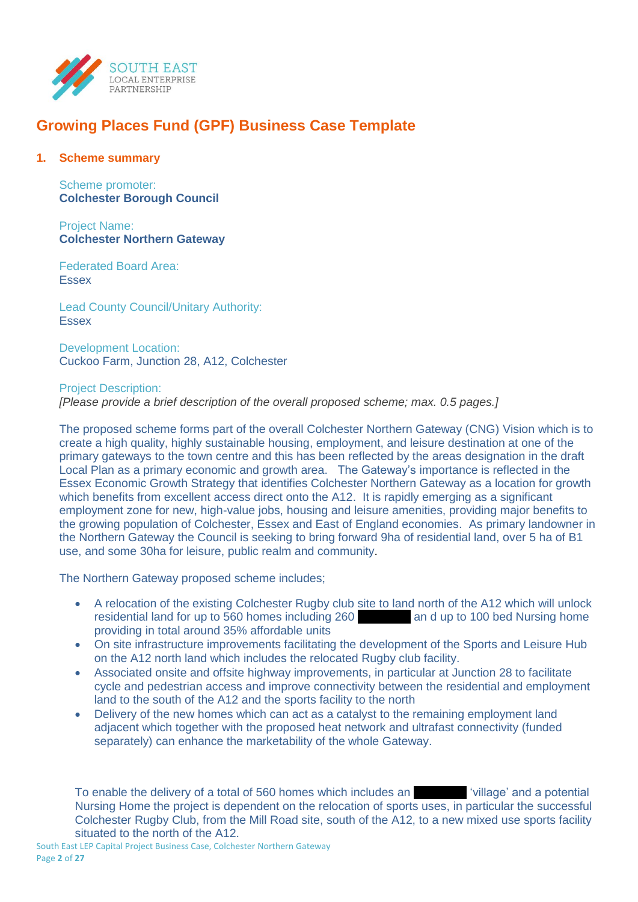SOUTH EAST LOCAL ENTERPRISE PARTNERSHIP

# Growing Places Fund (GPF) Business Case Template

## 1. Scheme summary

Scheme promoter:
**Colchester Borough Council**

Project Name:
**Colchester Northern Gateway**

Federated Board Area:
Essex

Lead County Council/Unitary Authority:
Essex

Development Location:
Cuckoo Farm, Junction 28, A12, Colchester

Project Description:
*[Please provide a brief description of the overall proposed scheme; max. 0.5 pages.]*

The proposed scheme forms part of the overall Colchester Northern Gateway (CNG) Vision which is to create a high quality, highly sustainable housing, employment, and leisure destination at one of the primary gateways to the town centre and this has been reflected by the areas designation in the draft Local Plan as a primary economic and growth area. The Gateway's importance is reflected in the Essex Economic Growth Strategy that identifies Colchester Northern Gateway as a location for growth which benefits from excellent access direct onto the A12. It is rapidly emerging as a significant employment zone for new, high-value jobs, housing and leisure amenities, providing major benefits to the growing population of Colchester, Essex and East of England economies. As primary landowner in the Northern Gateway the Council is seeking to bring forward 9ha of residential land, over 5 ha of B1 use, and some 30ha for leisure, public realm and community.

The Northern Gateway proposed scheme includes;

- A relocation of the existing Colchester Rugby club site to land north of the A12 which will unlock residential land for up to 560 homes including 260 [REDACTED] an d up to 100 bed Nursing home providing in total around 35% affordable units
- On site infrastructure improvements facilitating the development of the Sports and Leisure Hub on the A12 north land which includes the relocated Rugby club facility.
- Associated onsite and offsite highway improvements, in particular at Junction 28 to facilitate cycle and pedestrian access and improve connectivity between the residential and employment land to the south of the A12 and the sports facility to the north
- Delivery of the new homes which can act as a catalyst to the remaining employment land adjacent which together with the proposed heat network and ultrafast connectivity (funded separately) can enhance the marketability of the whole Gateway.

To enable the delivery of a total of 560 homes which includes an [REDACTED] 'village' and a potential Nursing Home the project is dependent on the relocation of sports uses, in particular the successful Colchester Rugby Club, from the Mill Road site, south of the A12, to a new mixed use sports facility situated to the north of the A12.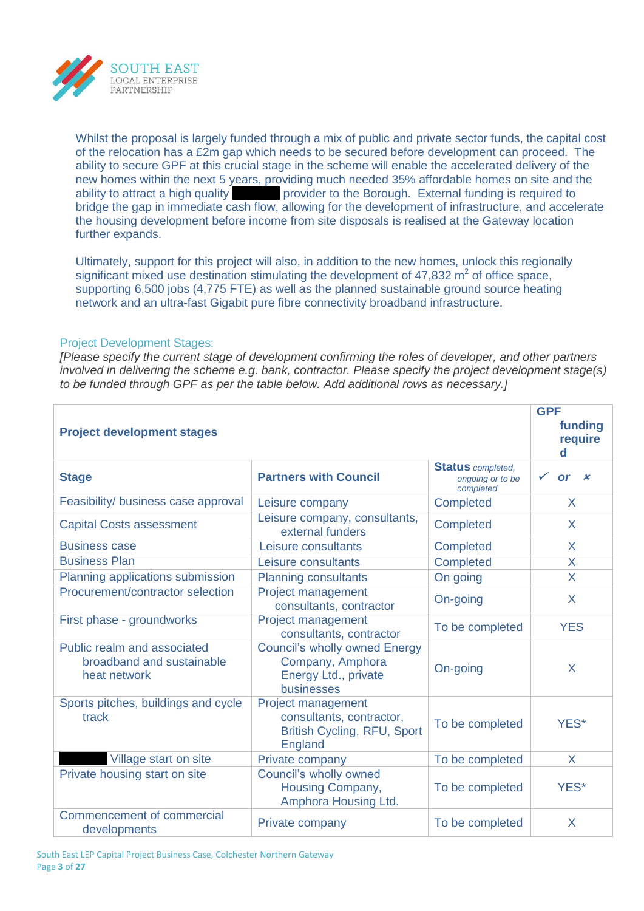Whilst the proposal is largely funded through a mix of public and private sector funds, the capital cost of the relocation has a £2m gap which needs to be secured before development can proceed. The ability to secure GPF at this crucial stage in the scheme will enable the accelerated delivery of the new homes within the next 5 years, providing much needed 35% affordable homes on site and the ability to attract a high quality ██████ provider to the Borough. External funding is required to bridge the gap in immediate cash flow, allowing for the development of infrastructure, and accelerate the housing development before income from site disposals is realised at the Gateway location further expands.

Ultimately, support for this project will also, in addition to the new homes, unlock this regionally significant mixed use destination stimulating the development of 47,832 $m^2$ of office space, supporting 6,500 jobs (4,775 FTE) as well as the planned sustainable ground source heating network and an ultra-fast Gigabit pure fibre connectivity broadband infrastructure.

### Project Development Stages:

*[Please specify the current stage of development confirming the roles of developer, and other partners involved in delivering the scheme e.g. bank, contractor. Please specify the project development stage(s) to be funded through GPF as per the table below. Add additional rows as necessary.]*

| **Project development stages** | | | **GPF funding required** |
|---|---|---|---|
| **Stage** | **Partners with Council** | **Status** *completed, ongoing or to be completed* | ✓ **or** ✗ |
| Feasibility/ business case approval | Leisure company | Completed | X |
| Capital Costs assessment | Leisure company, consultants, external funders | Completed | X |
| Business case | Leisure consultants | Completed | X |
| Business Plan | Leisure consultants | Completed | X |
| Planning applications submission | Planning consultants | On going | X |
| Procurement/contractor selection | Project management consultants, contractor | On-going | X |
| First phase - groundworks | Project management consultants, contractor | To be completed | YES |
| Public realm and associated broadband and sustainable heat network | Council's wholly owned Energy Company, Amphora Energy Ltd., private businesses | On-going | X |
| Sports pitches, buildings and cycle track | Project management consultants, contractor, British Cycling, RFU, Sport England | To be completed | YES* |
| ██████ Village start on site | Private company | To be completed | X |
| Private housing start on site | Council's wholly owned Housing Company, Amphora Housing Ltd. | To be completed | YES* |
| Commencement of commercial developments | Private company | To be completed | X |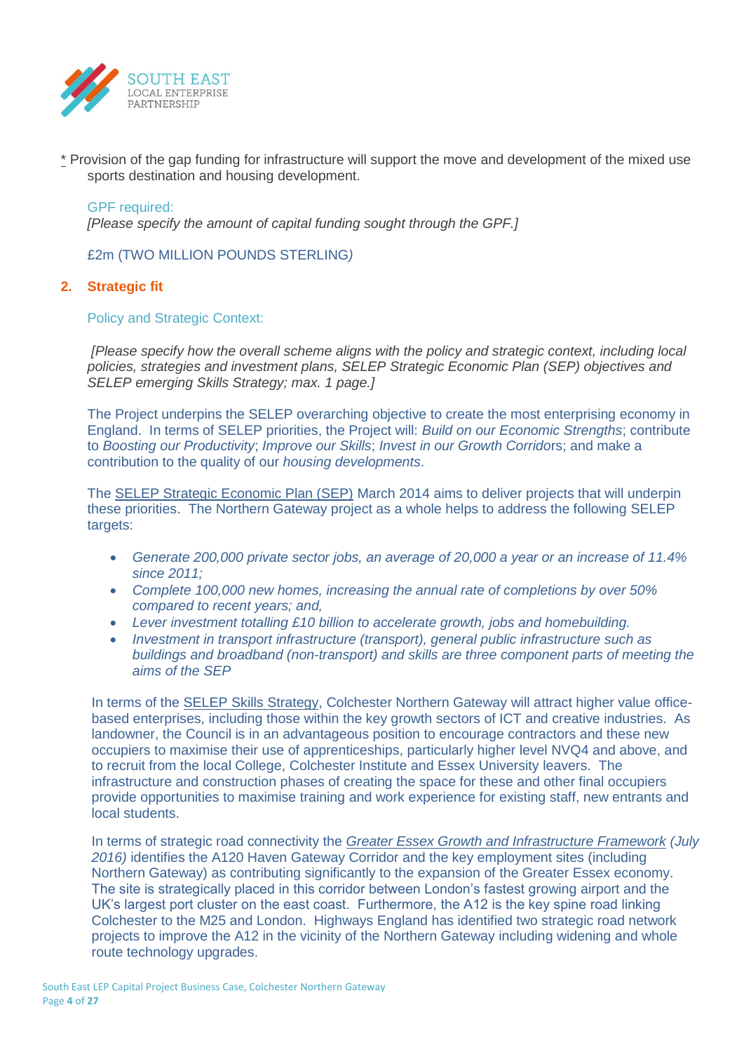* Provision of the gap funding for infrastructure will support the move and development of the mixed use sports destination and housing development.

GPF required:
*[Please specify the amount of capital funding sought through the GPF.]*

£2m (TWO MILLION POUNDS STERLING)

## 2. Strategic fit

Policy and Strategic Context:

*[Please specify how the overall scheme aligns with the policy and strategic context, including local policies, strategies and investment plans, SELEP Strategic Economic Plan (SEP) objectives and SELEP emerging Skills Strategy; max. 1 page.]*

The Project underpins the SELEP overarching objective to create the most enterprising economy in England. In terms of SELEP priorities, the Project will: *Build on our Economic Strengths*; contribute to *Boosting our Productivity*; *Improve our Skills*; *Invest in our Growth Corrido*rs; and make a contribution to the quality of our *housing developments*.

The SELEP Strategic Economic Plan (SEP) March 2014 aims to deliver projects that will underpin these priorities. The Northern Gateway project as a whole helps to address the following SELEP targets:

- *Generate 200,000 private sector jobs, an average of 20,000 a year or an increase of 11.4% since 2011;*
- *Complete 100,000 new homes, increasing the annual rate of completions by over 50% compared to recent years; and,*
- *Lever investment totalling £10 billion to accelerate growth, jobs and homebuilding.*
- *Investment in transport infrastructure (transport), general public infrastructure such as buildings and broadband (non-transport) and skills are three component parts of meeting the aims of the SEP*

In terms of the SELEP Skills Strategy, Colchester Northern Gateway will attract higher value office-based enterprises, including those within the key growth sectors of ICT and creative industries. As landowner, the Council is in an advantageous position to encourage contractors and these new occupiers to maximise their use of apprenticeships, particularly higher level NVQ4 and above, and to recruit from the local College, Colchester Institute and Essex University leavers. The infrastructure and construction phases of creating the space for these and other final occupiers provide opportunities to maximise training and work experience for existing staff, new entrants and local students.

In terms of strategic road connectivity the *Greater Essex Growth and Infrastructure Framework (July 2016)* identifies the A120 Haven Gateway Corridor and the key employment sites (including Northern Gateway) as contributing significantly to the expansion of the Greater Essex economy. The site is strategically placed in this corridor between London's fastest growing airport and the UK's largest port cluster on the east coast. Furthermore, the A12 is the key spine road linking Colchester to the M25 and London. Highways England has identified two strategic road network projects to improve the A12 in the vicinity of the Northern Gateway including widening and whole route technology upgrades.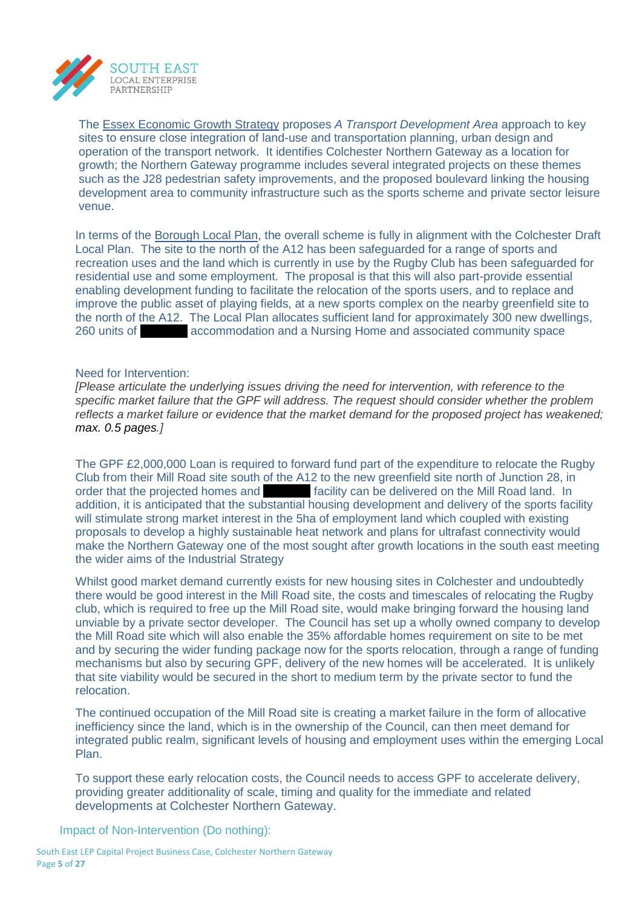The Essex Economic Growth Strategy proposes *A Transport Development Area* approach to key sites to ensure close integration of land-use and transportation planning, urban design and operation of the transport network. It identifies Colchester Northern Gateway as a location for growth; the Northern Gateway programme includes several integrated projects on these themes such as the J28 pedestrian safety improvements, and the proposed boulevard linking the housing development area to community infrastructure such as the sports scheme and private sector leisure venue.

In terms of the Borough Local Plan, the overall scheme is fully in alignment with the Colchester Draft Local Plan. The site to the north of the A12 has been safeguarded for a range of sports and recreation uses and the land which is currently in use by the Rugby Club has been safeguarded for residential use and some employment. The proposal is that this will also part-provide essential enabling development funding to facilitate the relocation of the sports users, and to replace and improve the public asset of playing fields, at a new sports complex on the nearby greenfield site to the north of the A12. The Local Plan allocates sufficient land for approximately 300 new dwellings, 260 units of ████ accommodation and a Nursing Home and associated community space

Need for Intervention:

*[Please articulate the underlying issues driving the need for intervention, with reference to the specific market failure that the GPF will address. The request should consider whether the problem reflects a market failure or evidence that the market demand for the proposed project has weakened; max. 0.5 pages.]*

The GPF £2,000,000 Loan is required to forward fund part of the expenditure to relocate the Rugby Club from their Mill Road site south of the A12 to the new greenfield site north of Junction 28, in order that the projected homes and ████ facility can be delivered on the Mill Road land. In addition, it is anticipated that the substantial housing development and delivery of the sports facility will stimulate strong market interest in the 5ha of employment land which coupled with existing proposals to develop a highly sustainable heat network and plans for ultrafast connectivity would make the Northern Gateway one of the most sought after growth locations in the south east meeting the wider aims of the Industrial Strategy

Whilst good market demand currently exists for new housing sites in Colchester and undoubtedly there would be good interest in the Mill Road site, the costs and timescales of relocating the Rugby club, which is required to free up the Mill Road site, would make bringing forward the housing land unviable by a private sector developer. The Council has set up a wholly owned company to develop the Mill Road site which will also enable the 35% affordable homes requirement on site to be met and by securing the wider funding package now for the sports relocation, through a range of funding mechanisms but also by securing GPF, delivery of the new homes will be accelerated. It is unlikely that site viability would be secured in the short to medium term by the private sector to fund the relocation.

The continued occupation of the Mill Road site is creating a market failure in the form of allocative inefficiency since the land, which is in the ownership of the Council, can then meet demand for integrated public realm, significant levels of housing and employment uses within the emerging Local Plan.

To support these early relocation costs, the Council needs to access GPF to accelerate delivery, providing greater additionality of scale, timing and quality for the immediate and related developments at Colchester Northern Gateway.

Impact of Non-Intervention (Do nothing):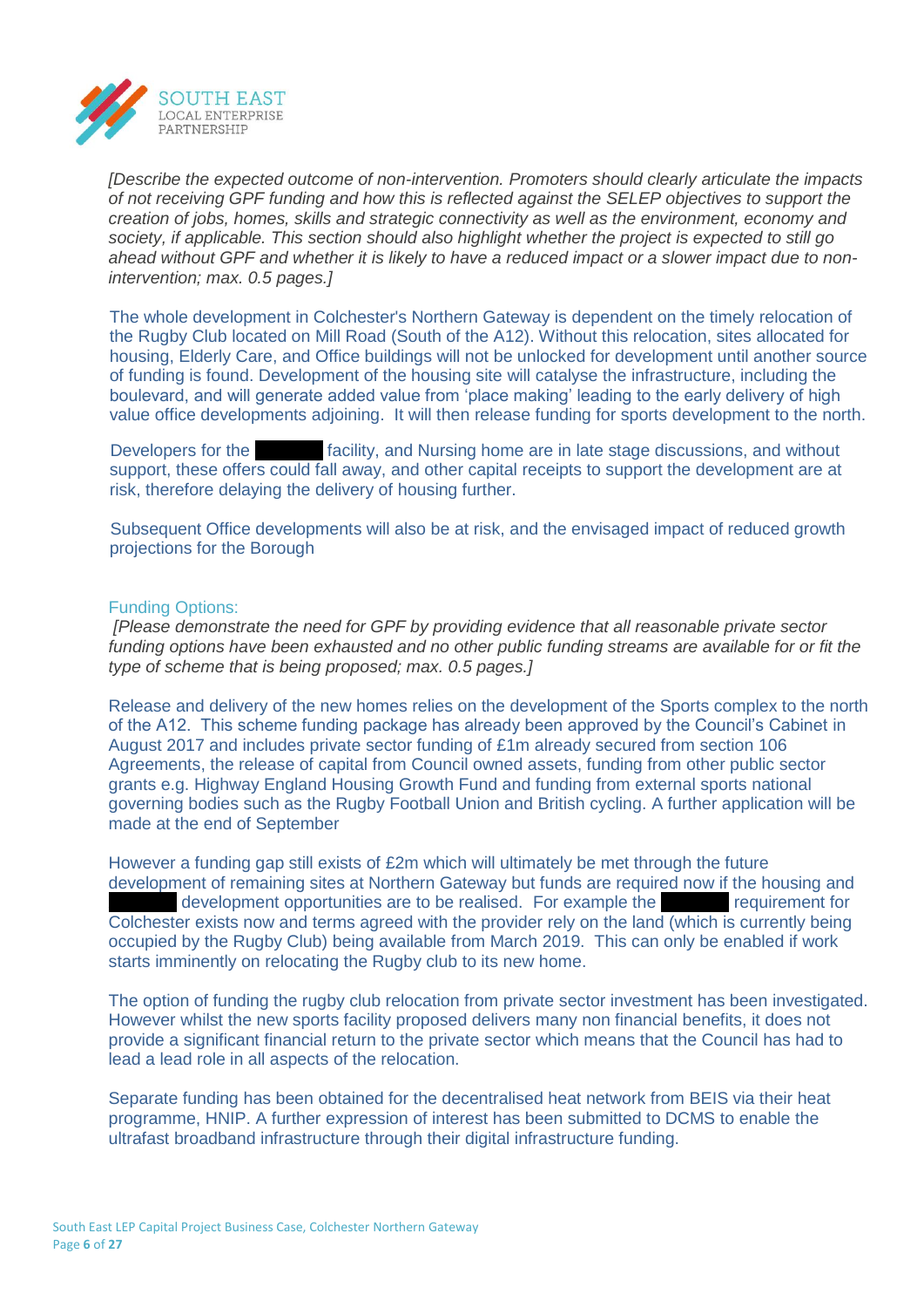*[Describe the expected outcome of non-intervention. Promoters should clearly articulate the impacts of not receiving GPF funding and how this is reflected against the SELEP objectives to support the creation of jobs, homes, skills and strategic connectivity as well as the environment, economy and society, if applicable. This section should also highlight whether the project is expected to still go ahead without GPF and whether it is likely to have a reduced impact or a slower impact due to non-intervention; max. 0.5 pages.]*

The whole development in Colchester's Northern Gateway is dependent on the timely relocation of the Rugby Club located on Mill Road (South of the A12). Without this relocation, sites allocated for housing, Elderly Care, and Office buildings will not be unlocked for development until another source of funding is found. Development of the housing site will catalyse the infrastructure, including the boulevard, and will generate added value from 'place making' leading to the early delivery of high value office developments adjoining. It will then release funding for sports development to the north.

Developers for the ██████ facility, and Nursing home are in late stage discussions, and without support, these offers could fall away, and other capital receipts to support the development are at risk, therefore delaying the delivery of housing further.

Subsequent Office developments will also be at risk, and the envisaged impact of reduced growth projections for the Borough

## Funding Options:

*[Please demonstrate the need for GPF by providing evidence that all reasonable private sector funding options have been exhausted and no other public funding streams are available for or fit the type of scheme that is being proposed; max. 0.5 pages.]*

Release and delivery of the new homes relies on the development of the Sports complex to the north of the A12. This scheme funding package has already been approved by the Council's Cabinet in August 2017 and includes private sector funding of £1m already secured from section 106 Agreements, the release of capital from Council owned assets, funding from other public sector grants e.g. Highway England Housing Growth Fund and funding from external sports national governing bodies such as the Rugby Football Union and British cycling. A further application will be made at the end of September

However a funding gap still exists of £2m which will ultimately be met through the future development of remaining sites at Northern Gateway but funds are required now if the housing and ██████ development opportunities are to be realised. For example the ██████ requirement for Colchester exists now and terms agreed with the provider rely on the land (which is currently being occupied by the Rugby Club) being available from March 2019. This can only be enabled if work starts imminently on relocating the Rugby club to its new home.

The option of funding the rugby club relocation from private sector investment has been investigated. However whilst the new sports facility proposed delivers many non financial benefits, it does not provide a significant financial return to the private sector which means that the Council has had to lead a lead role in all aspects of the relocation.

Separate funding has been obtained for the decentralised heat network from BEIS via their heat programme, HNIP. A further expression of interest has been submitted to DCMS to enable the ultrafast broadband infrastructure through their digital infrastructure funding.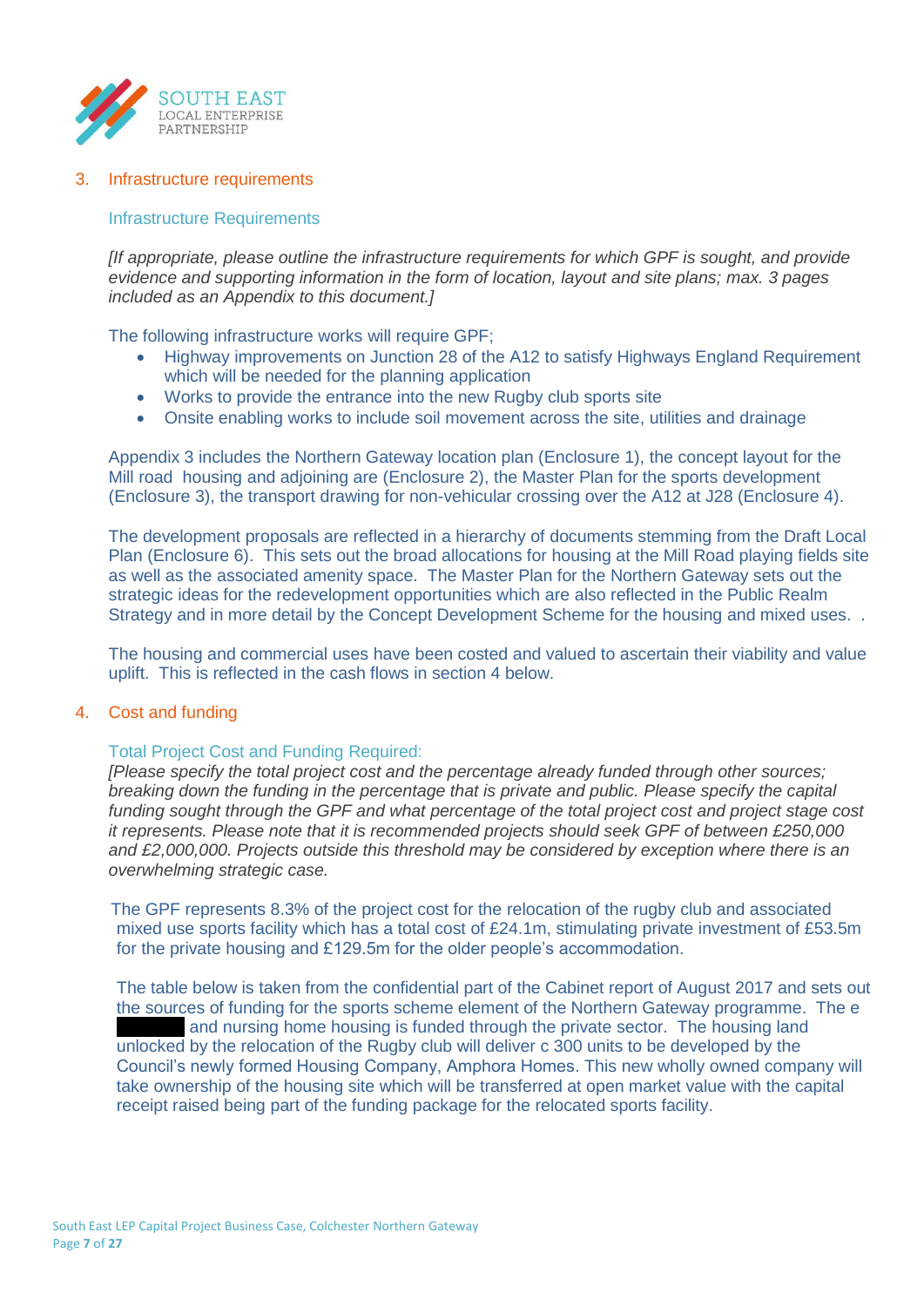## 3. Infrastructure requirements

### Infrastructure Requirements

*[If appropriate, please outline the infrastructure requirements for which GPF is sought, and provide evidence and supporting information in the form of location, layout and site plans; max. 3 pages included as an Appendix to this document.]*

The following infrastructure works will require GPF;

- Highway improvements on Junction 28 of the A12 to satisfy Highways England Requirement which will be needed for the planning application
- Works to provide the entrance into the new Rugby club sports site
- Onsite enabling works to include soil movement across the site, utilities and drainage

Appendix 3 includes the Northern Gateway location plan (Enclosure 1), the concept layout for the Mill road housing and adjoining are (Enclosure 2), the Master Plan for the sports development (Enclosure 3), the transport drawing for non-vehicular crossing over the A12 at J28 (Enclosure 4).

The development proposals are reflected in a hierarchy of documents stemming from the Draft Local Plan (Enclosure 6). This sets out the broad allocations for housing at the Mill Road playing fields site as well as the associated amenity space. The Master Plan for the Northern Gateway sets out the strategic ideas for the redevelopment opportunities which are also reflected in the Public Realm Strategy and in more detail by the Concept Development Scheme for the housing and mixed uses. .

The housing and commercial uses have been costed and valued to ascertain their viability and value uplift. This is reflected in the cash flows in section 4 below.

## 4. Cost and funding

### Total Project Cost and Funding Required:

*[Please specify the total project cost and the percentage already funded through other sources; breaking down the funding in the percentage that is private and public. Please specify the capital funding sought through the GPF and what percentage of the total project cost and project stage cost it represents. Please note that it is recommended projects should seek GPF of between £250,000 and £2,000,000. Projects outside this threshold may be considered by exception where there is an overwhelming strategic case.*

The GPF represents 8.3% of the project cost for the relocation of the rugby club and associated mixed use sports facility which has a total cost of £24.1m, stimulating private investment of £53.5m for the private housing and £129.5m for the older people's accommodation.

The table below is taken from the confidential part of the Cabinet report of August 2017 and sets out the sources of funding for the sports scheme element of the Northern Gateway programme. The e [REDACTED] and nursing home housing is funded through the private sector. The housing land unlocked by the relocation of the Rugby club will deliver c 300 units to be developed by the Council's newly formed Housing Company, Amphora Homes. This new wholly owned company will take ownership of the housing site which will be transferred at open market value with the capital receipt raised being part of the funding package for the relocated sports facility.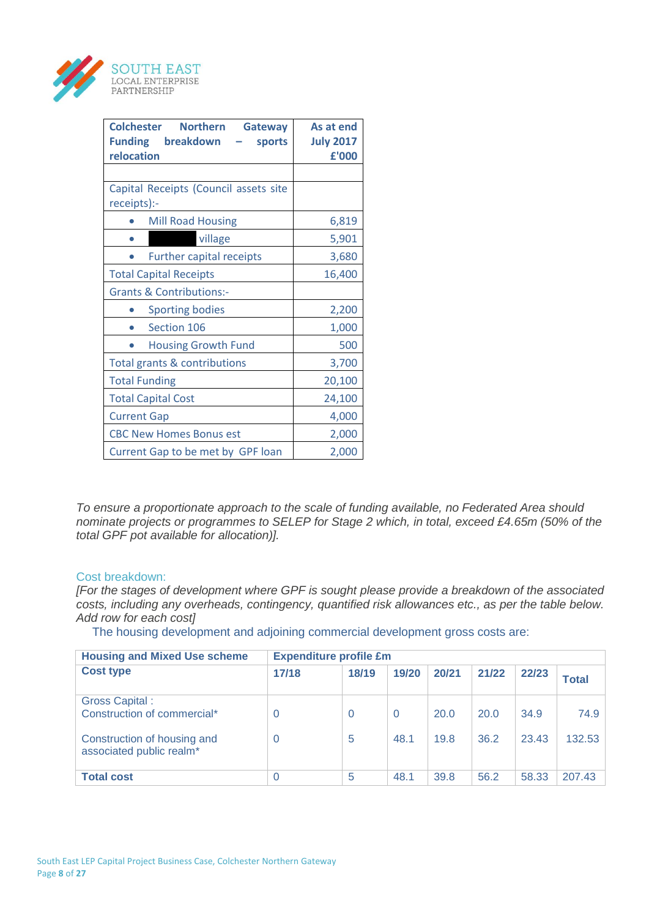| **Colchester Northern Gateway Funding breakdown – sports relocation** | **As at end July 2017 £'000** |
|---|---|
| | |
| Capital Receipts (Council assets site receipts):- | |
| • Mill Road Housing | 6,819 |
| • ███ village | 5,901 |
| • Further capital receipts | 3,680 |
| Total Capital Receipts | 16,400 |
| Grants & Contributions:- | |
| • Sporting bodies | 2,200 |
| • Section 106 | 1,000 |
| • Housing Growth Fund | 500 |
| Total grants & contributions | 3,700 |
| Total Funding | 20,100 |
| Total Capital Cost | 24,100 |
| Current Gap | 4,000 |
| CBC New Homes Bonus est | 2,000 |
| Current Gap to be met by GPF loan | 2,000 |

*To ensure a proportionate approach to the scale of funding available, no Federated Area should nominate projects or programmes to SELEP for Stage 2 which, in total, exceed £4.65m (50% of the total GPF pot available for allocation)].*

Cost breakdown:

*[For the stages of development where GPF is sought please provide a breakdown of the associated costs, including any overheads, contingency, quantified risk allowances etc., as per the table below. Add row for each cost]*

The housing development and adjoining commercial development gross costs are:

| **Housing and Mixed Use scheme** | **Expenditure profile £m** | | | | | | |
|---|---|---|---|---|---|---|---|
| **Cost type** | **17/18** | **18/19** | **19/20** | **20/21** | **21/22** | **22/23** | **Total** |
| Gross Capital :<br>Construction of commercial* | 0 | 0 | 0 | 20.0 | 20.0 | 34.9 | 74.9 |
| Construction of housing and associated public realm* | 0 | 5 | 48.1 | 19.8 | 36.2 | 23.43 | 132.53 |
| **Total cost** | 0 | 5 | 48.1 | 39.8 | 56.2 | 58.33 | 207.43 |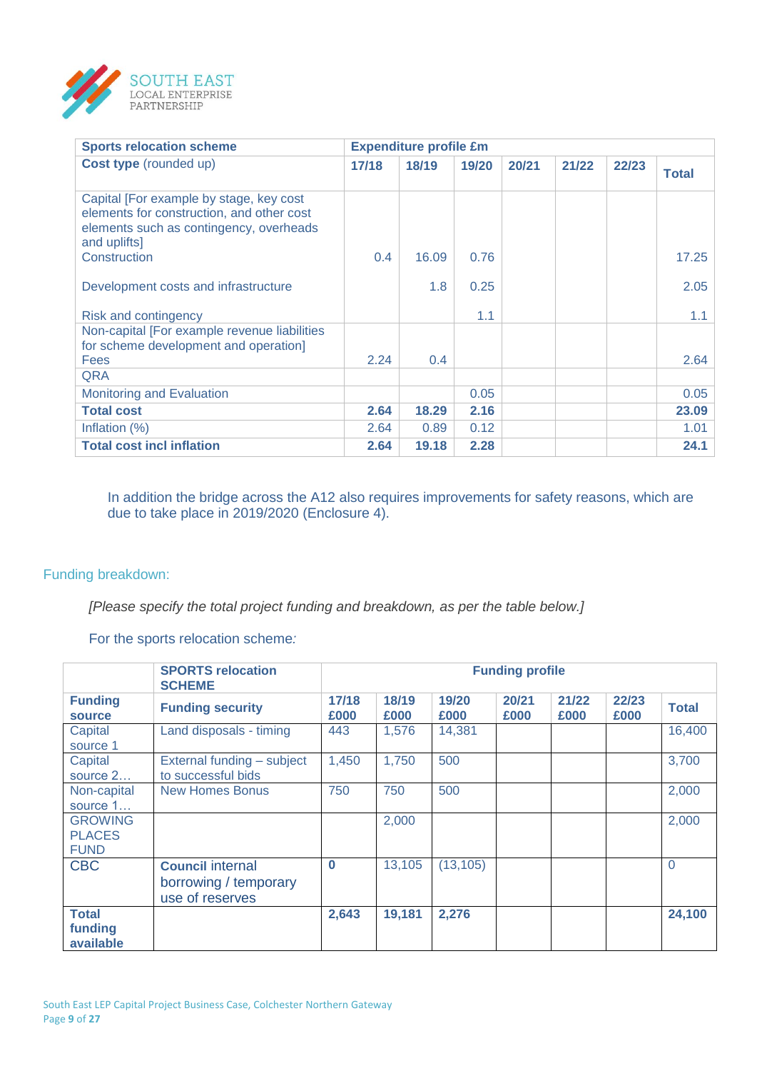| Sports relocation scheme | Expenditure profile £m | | | | | | |
|---|---|---|---|---|---|---|---|
| **Cost type** (rounded up) | **17/18** | **18/19** | **19/20** | **20/21** | **21/22** | **22/23** | **Total** |
| Capital [For example by stage, key cost elements for construction, and other cost elements such as contingency, overheads and uplifts] Construction | 0.4 | 16.09 | 0.76 | | | | 17.25 |
| Development costs and infrastructure | | 1.8 | 0.25 | | | | 2.05 |
| Risk and contingency | | | 1.1 | | | | 1.1 |
| Non-capital [For example revenue liabilities for scheme development and operation] Fees | 2.24 | 0.4 | | | | | 2.64 |
| QRA | | | | | | | |
| Monitoring and Evaluation | | | 0.05 | | | | 0.05 |
| **Total cost** | **2.64** | **18.29** | **2.16** | | | | **23.09** |
| Inflation (%) | 2.64 | 0.89 | 0.12 | | | | 1.01 |
| **Total cost incl inflation** | **2.64** | **19.18** | **2.28** | | | | **24.1** |

In addition the bridge across the A12 also requires improvements for safety reasons, which are due to take place in 2019/2020 (Enclosure 4).

## Funding breakdown:

*[Please specify the total project funding and breakdown, as per the table below.]*

For the sports relocation scheme*:*

| | **SPORTS relocation SCHEME** | **Funding profile** | | | | | | |
|---|---|---|---|---|---|---|---|---|
| **Funding source** | **Funding security** | **17/18 £000** | **18/19 £000** | **19/20 £000** | **20/21 £000** | **21/22 £000** | **22/23 £000** | **Total** |
| Capital source 1 | Land disposals - timing | 443 | 1,576 | 14,381 | | | | 16,400 |
| Capital source 2… | External funding – subject to successful bids | 1,450 | 1,750 | 500 | | | | 3,700 |
| Non-capital source 1… | New Homes Bonus | 750 | 750 | 500 | | | | 2,000 |
| GROWING PLACES FUND | | | 2,000 | | | | | 2,000 |
| CBC | **Council** internal borrowing / temporary use of reserves | **0** | 13,105 | (13,105) | | | | 0 |
| **Total funding available** | | **2,643** | **19,181** | **2,276** | | | | **24,100** |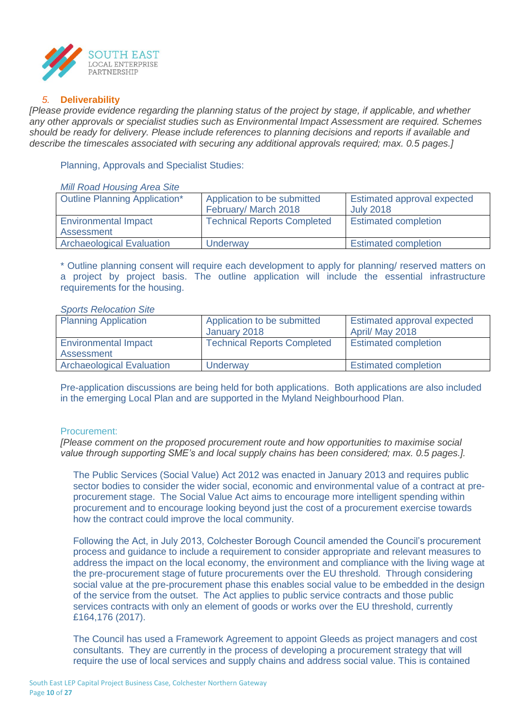## 5. Deliverability

*[Please provide evidence regarding the planning status of the project by stage, if applicable, and whether any other approvals or specialist studies such as Environmental Impact Assessment are required. Schemes should be ready for delivery. Please include references to planning decisions and reports if available and describe the timescales associated with securing any additional approvals required; max. 0.5 pages.]*

Planning, Approvals and Specialist Studies:

*Mill Road Housing Area Site*

| | | |
|---|---|---|
| Outline Planning Application* | Application to be submitted February/ March 2018 | Estimated approval expected July 2018 |
| Environmental Impact Assessment | Technical Reports Completed | Estimated completion |
| Archaeological Evaluation | Underway | Estimated completion |

* Outline planning consent will require each development to apply for planning/ reserved matters on a project by project basis. The outline application will include the essential infrastructure requirements for the housing.

*Sports Relocation Site*

| | | |
|---|---|---|
| Planning Application | Application to be submitted January 2018 | Estimated approval expected April/ May 2018 |
| Environmental Impact Assessment | Technical Reports Completed | Estimated completion |
| Archaeological Evaluation | Underway | Estimated completion |

Pre-application discussions are being held for both applications. Both applications are also included in the emerging Local Plan and are supported in the Myland Neighbourhood Plan.

Procurement:

*[Please comment on the proposed procurement route and how opportunities to maximise social value through supporting SME's and local supply chains has been considered; max. 0.5 pages.].*

The Public Services (Social Value) Act 2012 was enacted in January 2013 and requires public sector bodies to consider the wider social, economic and environmental value of a contract at pre-procurement stage. The Social Value Act aims to encourage more intelligent spending within procurement and to encourage looking beyond just the cost of a procurement exercise towards how the contract could improve the local community.

Following the Act, in July 2013, Colchester Borough Council amended the Council's procurement process and guidance to include a requirement to consider appropriate and relevant measures to address the impact on the local economy, the environment and compliance with the living wage at the pre-procurement stage of future procurements over the EU threshold. Through considering social value at the pre-procurement phase this enables social value to be embedded in the design of the service from the outset. The Act applies to public service contracts and those public services contracts with only an element of goods or works over the EU threshold, currently £164,176 (2017).

The Council has used a Framework Agreement to appoint Gleeds as project managers and cost consultants. They are currently in the process of developing a procurement strategy that will require the use of local services and supply chains and address social value. This is contained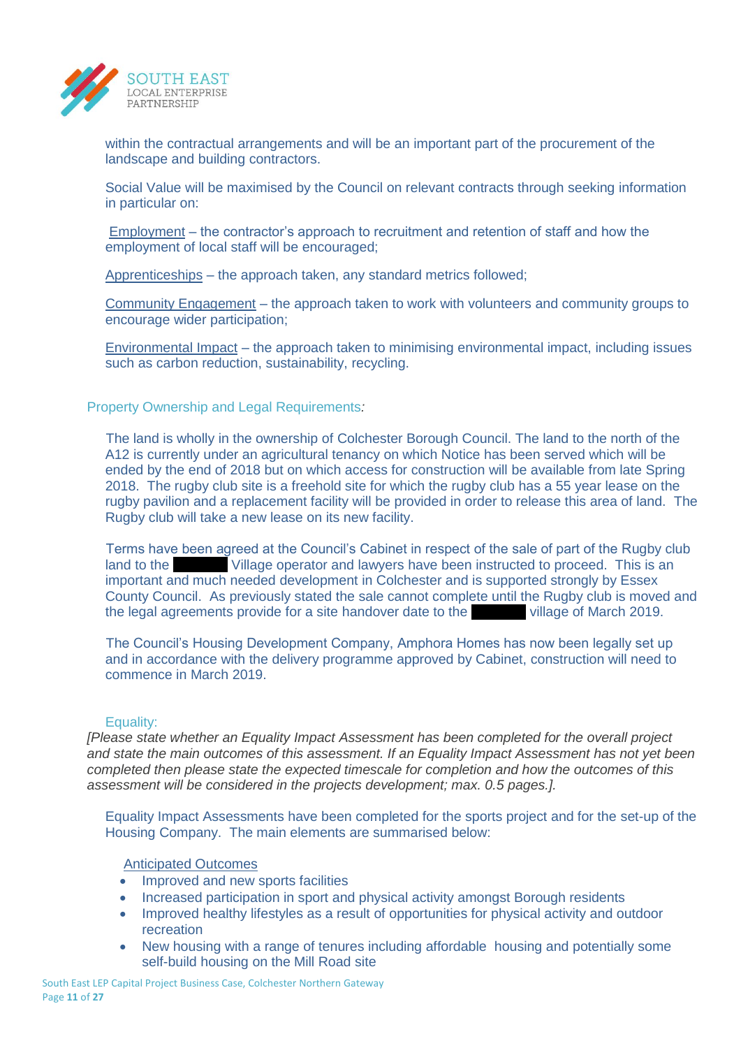within the contractual arrangements and will be an important part of the procurement of the landscape and building contractors.

Social Value will be maximised by the Council on relevant contracts through seeking information in particular on:

Employment – the contractor's approach to recruitment and retention of staff and how the employment of local staff will be encouraged;

Apprenticeships – the approach taken, any standard metrics followed;

Community Engagement – the approach taken to work with volunteers and community groups to encourage wider participation;

Environmental Impact – the approach taken to minimising environmental impact, including issues such as carbon reduction, sustainability, recycling.

### Property Ownership and Legal Requirements:

The land is wholly in the ownership of Colchester Borough Council. The land to the north of the A12 is currently under an agricultural tenancy on which Notice has been served which will be ended by the end of 2018 but on which access for construction will be available from late Spring 2018. The rugby club site is a freehold site for which the rugby club has a 55 year lease on the rugby pavilion and a replacement facility will be provided in order to release this area of land. The Rugby club will take a new lease on its new facility.

Terms have been agreed at the Council's Cabinet in respect of the sale of part of the Rugby club land to the ██████ Village operator and lawyers have been instructed to proceed. This is an important and much needed development in Colchester and is supported strongly by Essex County Council. As previously stated the sale cannot complete until the Rugby club is moved and the legal agreements provide for a site handover date to the ██████ village of March 2019.

The Council's Housing Development Company, Amphora Homes has now been legally set up and in accordance with the delivery programme approved by Cabinet, construction will need to commence in March 2019.

### Equality:

*[Please state whether an Equality Impact Assessment has been completed for the overall project and state the main outcomes of this assessment. If an Equality Impact Assessment has not yet been completed then please state the expected timescale for completion and how the outcomes of this assessment will be considered in the projects development; max. 0.5 pages.].*

Equality Impact Assessments have been completed for the sports project and for the set-up of the Housing Company. The main elements are summarised below:

Anticipated Outcomes

- Improved and new sports facilities
- Increased participation in sport and physical activity amongst Borough residents
- Improved healthy lifestyles as a result of opportunities for physical activity and outdoor recreation
- New housing with a range of tenures including affordable housing and potentially some self-build housing on the Mill Road site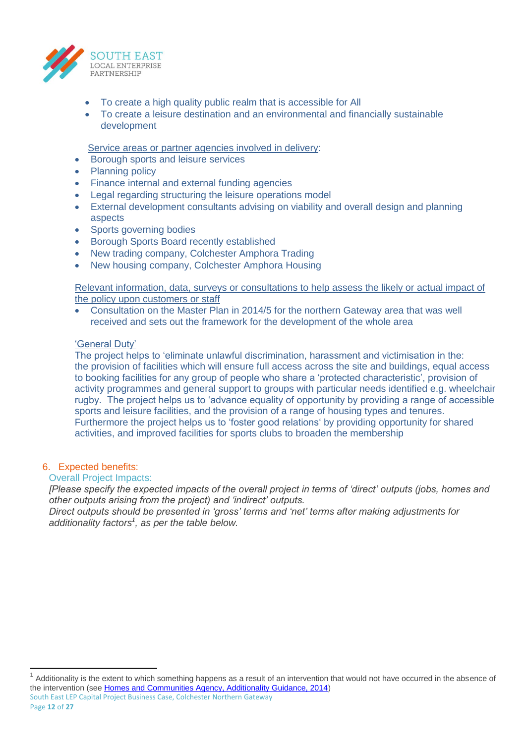- To create a high quality public realm that is accessible for All
- To create a leisure destination and an environmental and financially sustainable development

Service areas or partner agencies involved in delivery:

- Borough sports and leisure services
- Planning policy
- Finance internal and external funding agencies
- Legal regarding structuring the leisure operations model
- External development consultants advising on viability and overall design and planning aspects
- Sports governing bodies
- Borough Sports Board recently established
- New trading company, Colchester Amphora Trading
- New housing company, Colchester Amphora Housing

Relevant information, data, surveys or consultations to help assess the likely or actual impact of the policy upon customers or staff

- Consultation on the Master Plan in 2014/5 for the northern Gateway area that was well received and sets out the framework for the development of the whole area

'General Duty'

The project helps to 'eliminate unlawful discrimination, harassment and victimisation in the: the provision of facilities which will ensure full access across the site and buildings, equal access to booking facilities for any group of people who share a 'protected characteristic', provision of activity programmes and general support to groups with particular needs identified e.g. wheelchair rugby. The project helps us to 'advance equality of opportunity by providing a range of accessible sports and leisure facilities, and the provision of a range of housing types and tenures. Furthermore the project helps us to 'foster good relations' by providing opportunity for shared activities, and improved facilities for sports clubs to broaden the membership

## 6. Expected benefits:

### Overall Project Impacts:

*[Please specify the expected impacts of the overall project in terms of 'direct' outputs (jobs, homes and other outputs arising from the project) and 'indirect' outputs.*
*Direct outputs should be presented in 'gross' terms and 'net' terms after making adjustments for additionality factors[1], as per the table below.*

[1] Additionality is the extent to which something happens as a result of an intervention that would not have occurred in the absence of the intervention (see Homes and Communities Agency, Additionality Guidance, 2014)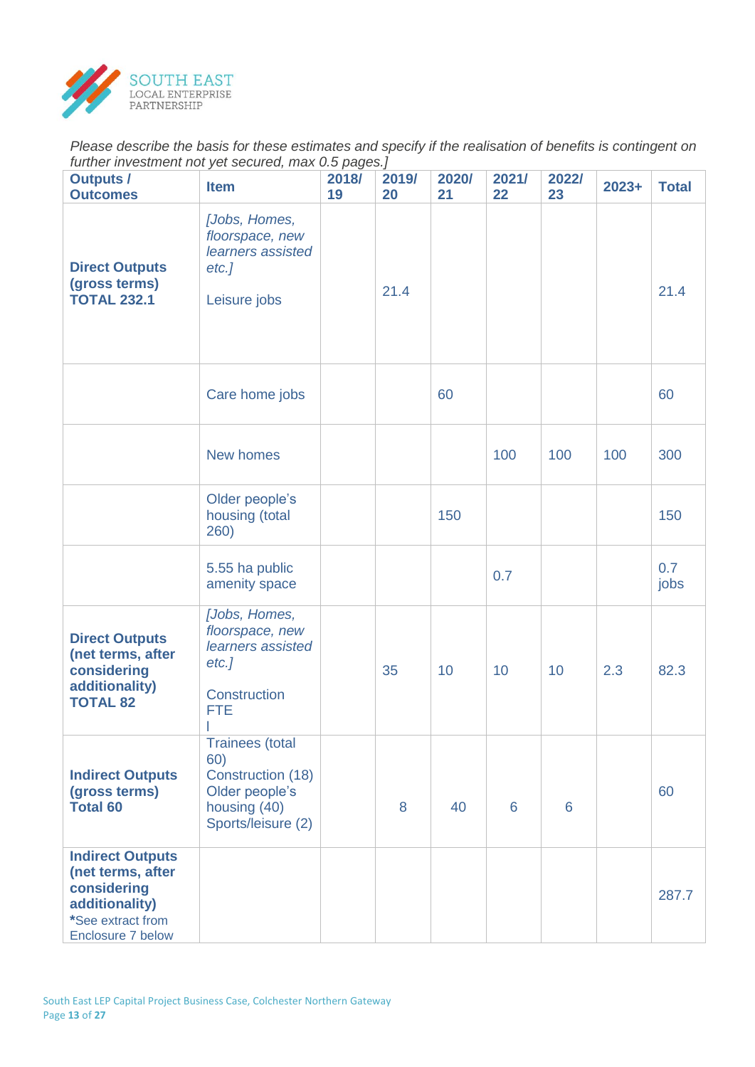*Please describe the basis for these estimates and specify if the realisation of benefits is contingent on further investment not yet secured, max 0.5 pages.]*

| Outputs / Outcomes | Item | 2018/19 | 2019/20 | 2020/21 | 2021/22 | 2022/23 | 2023+ | Total |
|---|---|---|---|---|---|---|---|---|
| **Direct Outputs (gross terms) TOTAL 232.1** | *[Jobs, Homes, floorspace, new learners assisted etc.]*<br><br>Leisure jobs | | 21.4 | | | | | 21.4 |
| | Care home jobs | | | 60 | | | | 60 |
| | New homes | | | | 100 | 100 | 100 | 300 |
| | Older people's housing (total 260) | | | 150 | | | | 150 |
| | 5.55 ha public amenity space | | | | 0.7 | | | 0.7 jobs |
| **Direct Outputs (net terms, after considering additionality) TOTAL 82** | *[Jobs, Homes, floorspace, new learners assisted etc.]*<br><br>Construction FTE<br>l | | 35 | 10 | 10 | 10 | 2.3 | 82.3 |
| **Indirect Outputs (gross terms) Total 60** | Trainees (total 60) Construction (18) Older people's housing (40) Sports/leisure (2) | | 8 | 40 | 6 | 6 | | 60 |
| **Indirect Outputs (net terms, after considering additionality)** *See extract from Enclosure 7 below | | | | | | | | 287.7 |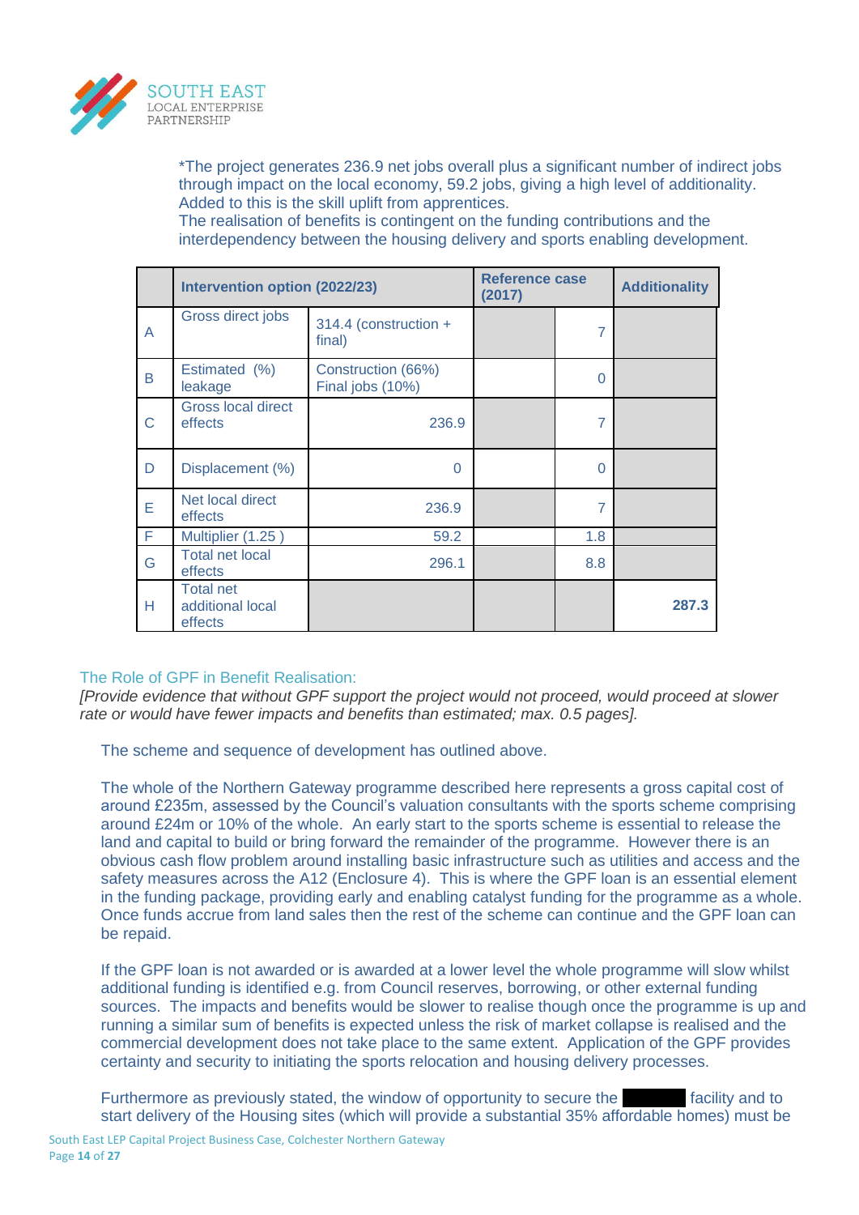*The project generates 236.9 net jobs overall plus a significant number of indirect jobs through impact on the local economy, 59.2 jobs, giving a high level of additionality. Added to this is the skill uplift from apprentices.
The realisation of benefits is contingent on the funding contributions and the interdependency between the housing delivery and sports enabling development.

| | Intervention option (2022/23) | | Reference case (2017) | | Additionality |
|---|---|---|---|---|---|
| A | Gross direct jobs | 314.4 (construction + final) | | 7 | |
| B | Estimated (%) leakage | Construction (66%) Final jobs (10%) | | 0 | |
| C | Gross local direct effects | 236.9 | | 7 | |
| D | Displacement (%) | 0 | | 0 | |
| E | Net local direct effects | 236.9 | | 7 | |
| F | Multiplier (1.25 ) | 59.2 | | 1.8 | |
| G | Total net local effects | 296.1 | | 8.8 | |
| H | Total net additional local effects | | | | **287.3** |

### The Role of GPF in Benefit Realisation:

*[Provide evidence that without GPF support the project would not proceed, would proceed at slower rate or would have fewer impacts and benefits than estimated; max. 0.5 pages].*

The scheme and sequence of development has outlined above.

The whole of the Northern Gateway programme described here represents a gross capital cost of around £235m, assessed by the Council's valuation consultants with the sports scheme comprising around £24m or 10% of the whole. An early start to the sports scheme is essential to release the land and capital to build or bring forward the remainder of the programme. However there is an obvious cash flow problem around installing basic infrastructure such as utilities and access and the safety measures across the A12 (Enclosure 4). This is where the GPF loan is an essential element in the funding package, providing early and enabling catalyst funding for the programme as a whole. Once funds accrue from land sales then the rest of the scheme can continue and the GPF loan can be repaid.

If the GPF loan is not awarded or is awarded at a lower level the whole programme will slow whilst additional funding is identified e.g. from Council reserves, borrowing, or other external funding sources. The impacts and benefits would be slower to realise though once the programme is up and running a similar sum of benefits is expected unless the risk of market collapse is realised and the commercial development does not take place to the same extent. Application of the GPF provides certainty and security to initiating the sports relocation and housing delivery processes.

Furthermore as previously stated, the window of opportunity to secure the ██████ facility and to start delivery of the Housing sites (which will provide a substantial 35% affordable homes) must be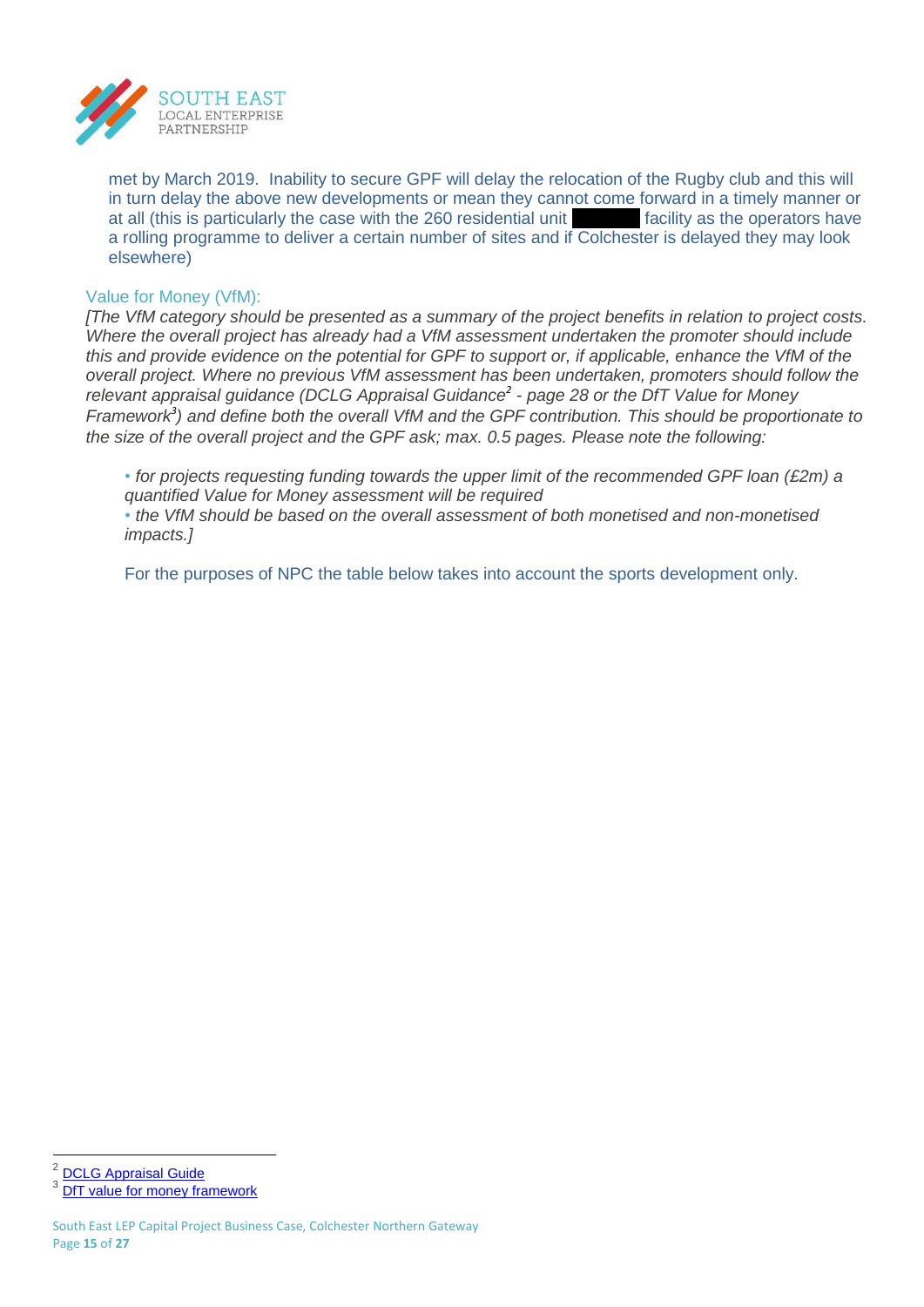met by March 2019. Inability to secure GPF will delay the relocation of the Rugby club and this will in turn delay the above new developments or mean they cannot come forward in a timely manner or at all (this is particularly the case with the 260 residential unit ██████ facility as the operators have a rolling programme to deliver a certain number of sites and if Colchester is delayed they may look elsewhere)

### Value for Money (VfM):

*[The VfM category should be presented as a summary of the project benefits in relation to project costs. Where the overall project has already had a VfM assessment undertaken the promoter should include this and provide evidence on the potential for GPF to support or, if applicable, enhance the VfM of the overall project. Where no previous VfM assessment has been undertaken, promoters should follow the relevant appraisal guidance (DCLG Appraisal Guidance[2] - page 28 or the DfT Value for Money Framework[3]) and define both the overall VfM and the GPF contribution. This should be proportionate to the size of the overall project and the GPF ask; max. 0.5 pages. Please note the following:*

- *for projects requesting funding towards the upper limit of the recommended GPF loan (£2m) a quantified Value for Money assessment will be required*
- *the VfM should be based on the overall assessment of both monetised and non-monetised impacts.]*

For the purposes of NPC the table below takes into account the sports development only.

---

[2] DCLG Appraisal Guide

[3] DfT value for money framework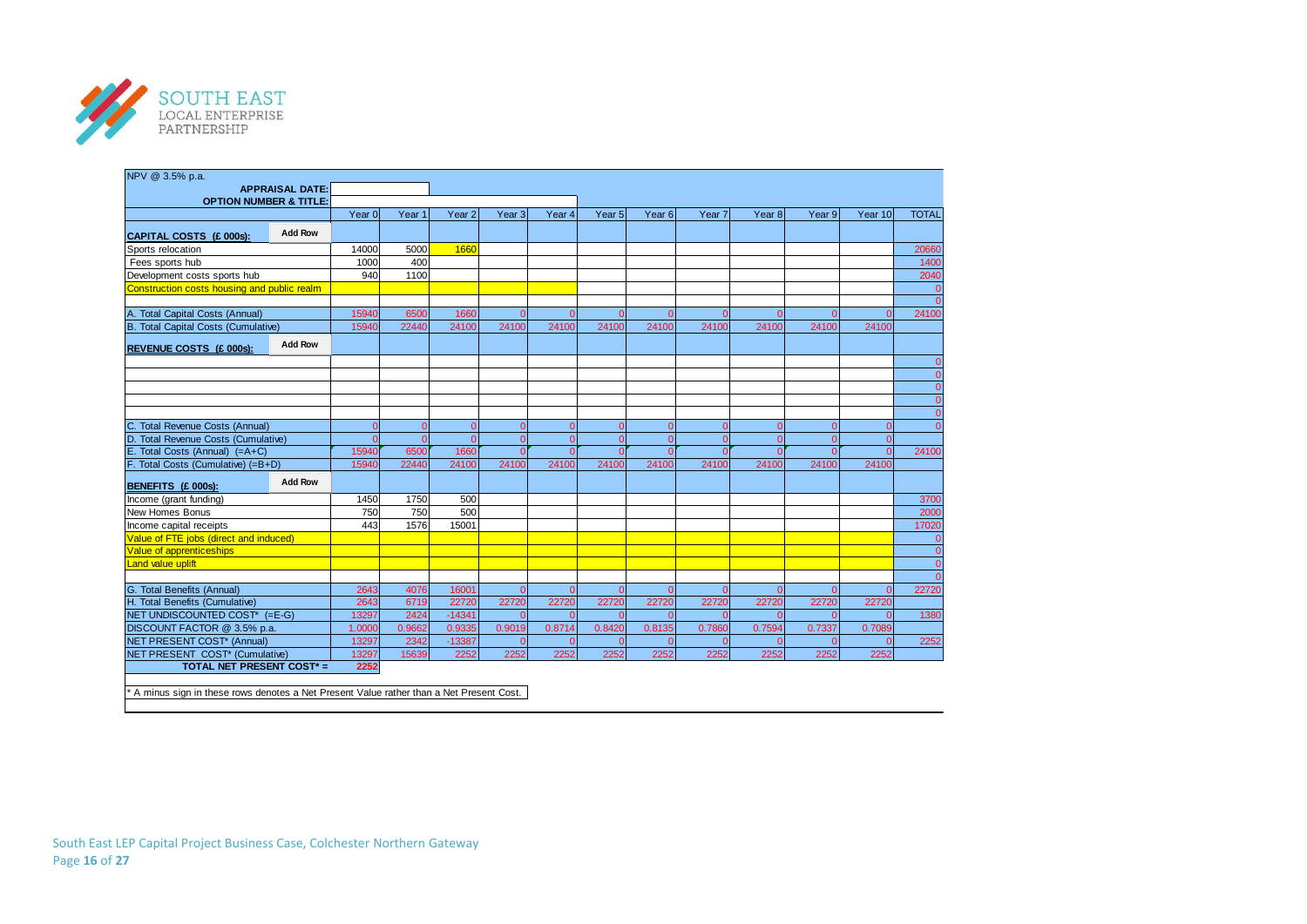| NPV @ 3.5% p.a. | | | | | | | | | | | | |
|---|---|---|---|---|---|---|---|---|---|---|---|---|
| **APPRAISAL DATE:** | | | | | | | | | | | | |
| **OPTION NUMBER & TITLE:** | | | | | | | | | | | | |
| | Year 0 | Year 1 | Year 2 | Year 3 | Year 4 | Year 5 | Year 6 | Year 7 | Year 8 | Year 9 | Year 10 | TOTAL |
| **CAPITAL COSTS (£ 000s):** Add Row | | | | | | | | | | | | |
| Sports relocation | 14000 | 5000 | 1660 | | | | | | | | | 20660 |
| Fees sports hub | 1000 | 400 | | | | | | | | | | 1400 |
| Development costs sports hub | 940 | 1100 | | | | | | | | | | 2040 |
| Construction costs housing and public realm | | | | | | | | | | | | 0 |
| | | | | | | | | | | | | 0 |
| A. Total Capital Costs (Annual) | 15940 | 6500 | 1660 | 0 | 0 | 0 | 0 | 0 | 0 | 0 | 0 | 24100 |
| B. Total Capital Costs (Cumulative) | 15940 | 22440 | 24100 | 24100 | 24100 | 24100 | 24100 | 24100 | 24100 | 24100 | 24100 | |
| **REVENUE COSTS (£ 000s):** Add Row | | | | | | | | | | | | |
| | | | | | | | | | | | | 0 |
| | | | | | | | | | | | | 0 |
| | | | | | | | | | | | | 0 |
| | | | | | | | | | | | | 0 |
| | | | | | | | | | | | | 0 |
| C. Total Revenue Costs (Annual) | 0 | 0 | 0 | 0 | 0 | 0 | 0 | 0 | 0 | 0 | 0 | 0 |
| D. Total Revenue Costs (Cumulative) | 0 | 0 | 0 | 0 | 0 | 0 | 0 | 0 | 0 | 0 | 0 | |
| E. Total Costs (Annual) (=A+C) | 15940 | 6500 | 1660 | 0 | 0 | 0 | 0 | 0 | 0 | 0 | 0 | 24100 |
| F. Total Costs (Cumulative) (=B+D) | 15940 | 22440 | 24100 | 24100 | 24100 | 24100 | 24100 | 24100 | 24100 | 24100 | 24100 | |
| **BENEFITS (£ 000s):** Add Row | | | | | | | | | | | | |
| Income (grant funding) | 1450 | 1750 | 500 | | | | | | | | | 3700 |
| New Homes Bonus | 750 | 750 | 500 | | | | | | | | | 2000 |
| Income capital receipts | 443 | 1576 | 15001 | | | | | | | | | 17020 |
| Value of FTE jobs (direct and induced) | | | | | | | | | | | | 0 |
| Value of apprenticeships | | | | | | | | | | | | 0 |
| Land value uplift | | | | | | | | | | | | 0 |
| | | | | | | | | | | | | 0 |
| G. Total Benefits (Annual) | 2643 | 4076 | 16001 | 0 | 0 | 0 | 0 | 0 | 0 | 0 | 0 | 22720 |
| H. Total Benefits (Cumulative) | 2643 | 6719 | 22720 | 22720 | 22720 | 22720 | 22720 | 22720 | 22720 | 22720 | 22720 | |
| NET UNDISCOUNTED COST* (=E-G) | 13297 | 2424 | -14341 | 0 | 0 | 0 | 0 | 0 | 0 | 0 | 0 | 1380 |
| DISCOUNT FACTOR @ 3.5% p.a. | 1.0000 | 0.9662 | 0.9335 | 0.9019 | 0.8714 | 0.8420 | 0.8135 | 0.7860 | 0.7594 | 0.7337 | 0.7089 | |
| NET PRESENT COST* (Annual) | 13297 | 2342 | -13387 | 0 | 0 | 0 | 0 | 0 | 0 | 0 | 0 | 2252 |
| NET PRESENT COST* (Cumulative) | 13297 | 15639 | 2252 | 2252 | 2252 | 2252 | 2252 | 2252 | 2252 | 2252 | 2252 | |
| **TOTAL NET PRESENT COST* =** | 2252 | | | | | | | | | | | |

* A minus sign in these rows denotes a Net Present Value rather than a Net Present Cost.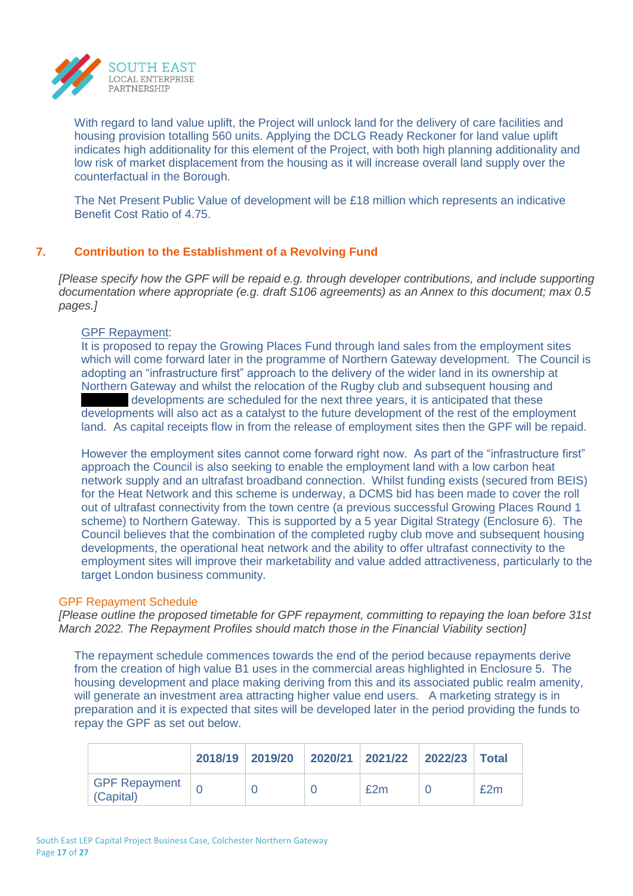With regard to land value uplift, the Project will unlock land for the delivery of care facilities and housing provision totalling 560 units. Applying the DCLG Ready Reckoner for land value uplift indicates high additionality for this element of the Project, with both high planning additionality and low risk of market displacement from the housing as it will increase overall land supply over the counterfactual in the Borough.

The Net Present Public Value of development will be £18 million which represents an indicative Benefit Cost Ratio of 4.75.

## 7. Contribution to the Establishment of a Revolving Fund

*[Please specify how the GPF will be repaid e.g. through developer contributions, and include supporting documentation where appropriate (e.g. draft S106 agreements) as an Annex to this document; max 0.5 pages.]*

GPF Repayment:
It is proposed to repay the Growing Places Fund through land sales from the employment sites which will come forward later in the programme of Northern Gateway development. The Council is adopting an "infrastructure first" approach to the delivery of the wider land in its ownership at Northern Gateway and whilst the relocation of the Rugby club and subsequent housing and ██████ developments are scheduled for the next three years, it is anticipated that these developments will also act as a catalyst to the future development of the rest of the employment land. As capital receipts flow in from the release of employment sites then the GPF will be repaid.

However the employment sites cannot come forward right now. As part of the "infrastructure first" approach the Council is also seeking to enable the employment land with a low carbon heat network supply and an ultrafast broadband connection. Whilst funding exists (secured from BEIS) for the Heat Network and this scheme is underway, a DCMS bid has been made to cover the roll out of ultrafast connectivity from the town centre (a previous successful Growing Places Round 1 scheme) to Northern Gateway. This is supported by a 5 year Digital Strategy (Enclosure 6). The Council believes that the combination of the completed rugby club move and subsequent housing developments, the operational heat network and the ability to offer ultrafast connectivity to the employment sites will improve their marketability and value added attractiveness, particularly to the target London business community.

### GPF Repayment Schedule

*[Please outline the proposed timetable for GPF repayment, committing to repaying the loan before 31st March 2022. The Repayment Profiles should match those in the Financial Viability section]*

The repayment schedule commences towards the end of the period because repayments derive from the creation of high value B1 uses in the commercial areas highlighted in Enclosure 5. The housing development and place making deriving from this and its associated public realm amenity, will generate an investment area attracting higher value end users. A marketing strategy is in preparation and it is expected that sites will be developed later in the period providing the funds to repay the GPF as set out below.

| | 2018/19 | 2019/20 | 2020/21 | 2021/22 | 2022/23 | Total |
|---|---|---|---|---|---|---|
| GPF Repayment (Capital) | 0 | 0 | 0 | £2m | 0 | £2m |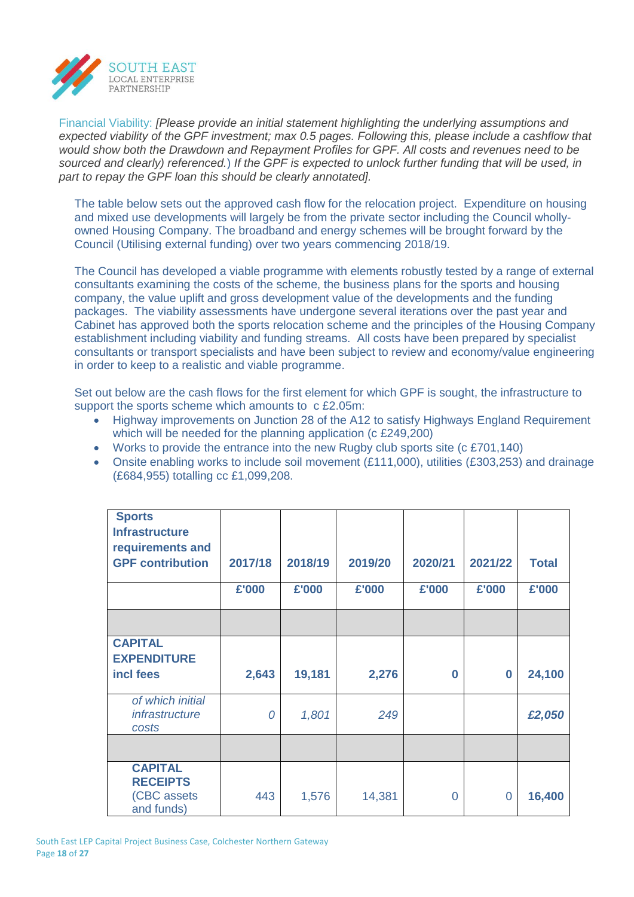Financial Viability: *[Please provide an initial statement highlighting the underlying assumptions and expected viability of the GPF investment; max 0.5 pages. Following this, please include a cashflow that would show both the Drawdown and Repayment Profiles for GPF. All costs and revenues need to be sourced and clearly) referenced.) If the GPF is expected to unlock further funding that will be used, in part to repay the GPF loan this should be clearly annotated].*

The table below sets out the approved cash flow for the relocation project. Expenditure on housing and mixed use developments will largely be from the private sector including the Council wholly-owned Housing Company. The broadband and energy schemes will be brought forward by the Council (Utilising external funding) over two years commencing 2018/19.

The Council has developed a viable programme with elements robustly tested by a range of external consultants examining the costs of the scheme, the business plans for the sports and housing company, the value uplift and gross development value of the developments and the funding packages. The viability assessments have undergone several iterations over the past year and Cabinet has approved both the sports relocation scheme and the principles of the Housing Company establishment including viability and funding streams. All costs have been prepared by specialist consultants or transport specialists and have been subject to review and economy/value engineering in order to keep to a realistic and viable programme.

Set out below are the cash flows for the first element for which GPF is sought, the infrastructure to support the sports scheme which amounts to c £2.05m:

- Highway improvements on Junction 28 of the A12 to satisfy Highways England Requirement which will be needed for the planning application (c £249,200)
- Works to provide the entrance into the new Rugby club sports site (c £701,140)
- Onsite enabling works to include soil movement (£111,000), utilities (£303,253) and drainage (£684,955) totalling cc £1,099,208.

| **Sports Infrastructure requirements and GPF contribution** | **2017/18** | **2018/19** | **2019/20** | **2020/21** | **2021/22** | **Total** |
|---|---|---|---|---|---|---|
| | **£'000** | **£'000** | **£'000** | **£'000** | **£'000** | **£'000** |
| | | | | | | |
| **CAPITAL EXPENDITURE incl fees** | **2,643** | **19,181** | **2,276** | **0** | **0** | **24,100** |
| *of which initial infrastructure costs* | *0* | *1,801* | *249* | | | ***£2,050*** |
| | | | | | | |
| **CAPITAL RECEIPTS** (CBC assets and funds) | 443 | 1,576 | 14,381 | 0 | 0 | **16,400** |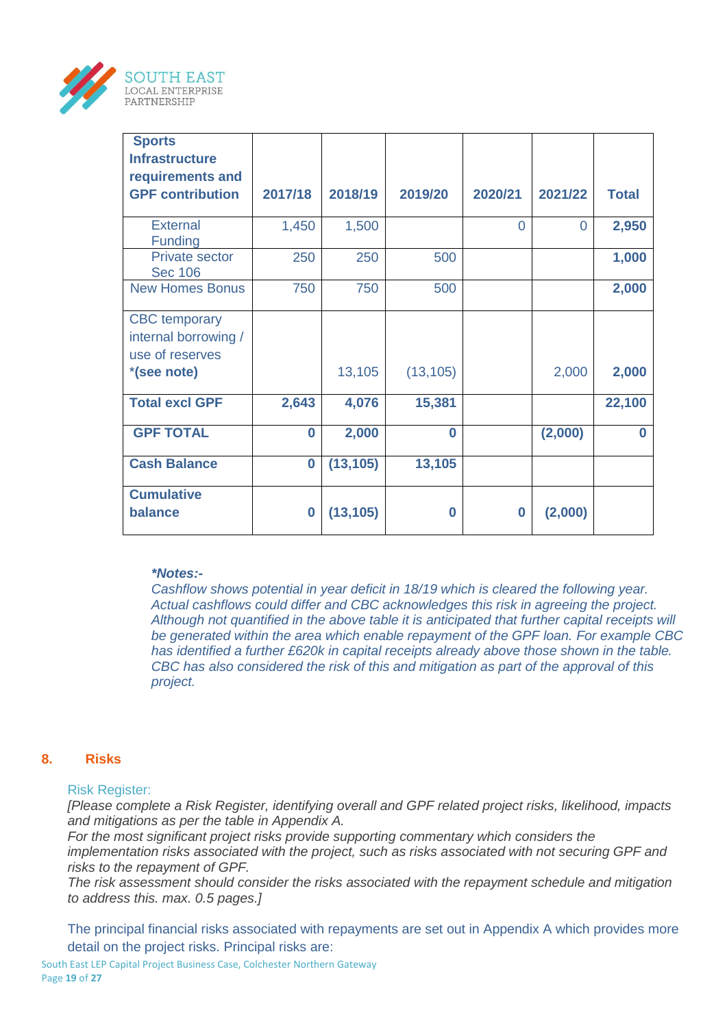| **Sports Infrastructure requirements and GPF contribution** | **2017/18** | **2018/19** | **2019/20** | **2020/21** | **2021/22** | **Total** |
|---|---|---|---|---|---|---|
| External Funding | 1,450 | 1,500 | | 0 | 0 | **2,950** |
| Private sector Sec 106 | 250 | 250 | 500 | | | **1,000** |
| New Homes Bonus | 750 | 750 | 500 | | | **2,000** |
| CBC temporary internal borrowing / use of reserves ***(see note)** | | 13,105 | (13,105) | | 2,000 | **2,000** |
| **Total excl GPF** | **2,643** | **4,076** | **15,381** | | | **22,100** |
| **GPF TOTAL** | **0** | **2,000** | **0** | | **(2,000)** | **0** |
| **Cash Balance** | **0** | **(13,105)** | **13,105** | | | |
| **Cumulative balance** | **0** | **(13,105)** | **0** | **0** | **(2,000)** | |

***Notes:-***
*Cashflow shows potential in year deficit in 18/19 which is cleared the following year. Actual cashflows could differ and CBC acknowledges this risk in agreeing the project. Although not quantified in the above table it is anticipated that further capital receipts will be generated within the area which enable repayment of the GPF loan. For example CBC has identified a further £620k in capital receipts already above those shown in the table. CBC has also considered the risk of this and mitigation as part of the approval of this project.*

## 8. Risks

Risk Register:

*[Please complete a Risk Register, identifying overall and GPF related project risks, likelihood, impacts and mitigations as per the table in Appendix A.*
*For the most significant project risks provide supporting commentary which considers the implementation risks associated with the project, such as risks associated with not securing GPF and risks to the repayment of GPF.*
*The risk assessment should consider the risks associated with the repayment schedule and mitigation to address this. max. 0.5 pages.]*

The principal financial risks associated with repayments are set out in Appendix A which provides more detail on the project risks. Principal risks are: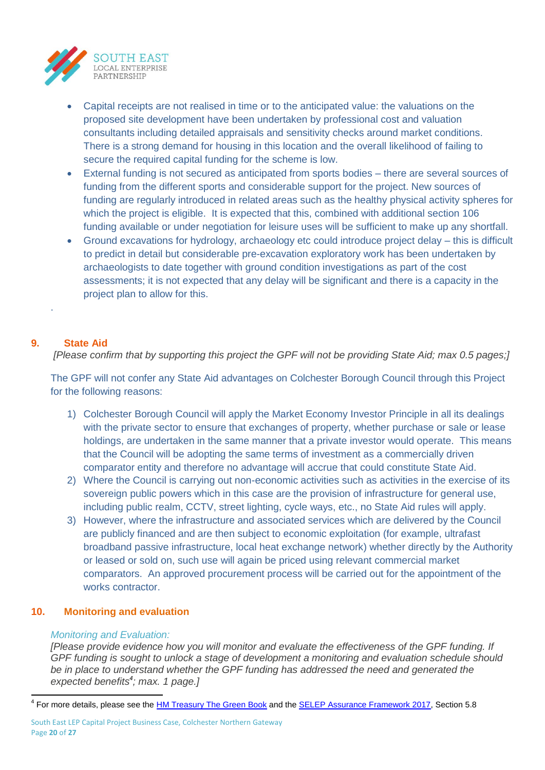- Capital receipts are not realised in time or to the anticipated value: the valuations on the proposed site development have been undertaken by professional cost and valuation consultants including detailed appraisals and sensitivity checks around market conditions. There is a strong demand for housing in this location and the overall likelihood of failing to secure the required capital funding for the scheme is low.
- External funding is not secured as anticipated from sports bodies – there are several sources of funding from the different sports and considerable support for the project. New sources of funding are regularly introduced in related areas such as the healthy physical activity spheres for which the project is eligible. It is expected that this, combined with additional section 106 funding available or under negotiation for leisure uses will be sufficient to make up any shortfall.
- Ground excavations for hydrology, archaeology etc could introduce project delay – this is difficult to predict in detail but considerable pre-excavation exploratory work has been undertaken by archaeologists to date together with ground condition investigations as part of the cost assessments; it is not expected that any delay will be significant and there is a capacity in the project plan to allow for this.

.

## 9. State Aid

*[Please confirm that by supporting this project the GPF will not be providing State Aid; max 0.5 pages;]*

The GPF will not confer any State Aid advantages on Colchester Borough Council through this Project for the following reasons:

1) Colchester Borough Council will apply the Market Economy Investor Principle in all its dealings with the private sector to ensure that exchanges of property, whether purchase or sale or lease holdings, are undertaken in the same manner that a private investor would operate. This means that the Council will be adopting the same terms of investment as a commercially driven comparator entity and therefore no advantage will accrue that could constitute State Aid.
2) Where the Council is carrying out non-economic activities such as activities in the exercise of its sovereign public powers which in this case are the provision of infrastructure for general use, including public realm, CCTV, street lighting, cycle ways, etc., no State Aid rules will apply.
3) However, where the infrastructure and associated services which are delivered by the Council are publicly financed and are then subject to economic exploitation (for example, ultrafast broadband passive infrastructure, local heat exchange network) whether directly by the Authority or leased or sold on, such use will again be priced using relevant commercial market comparators. An approved procurement process will be carried out for the appointment of the works contractor.

## 10. Monitoring and evaluation

*Monitoring and Evaluation:*

*[Please provide evidence how you will monitor and evaluate the effectiveness of the GPF funding. If GPF funding is sought to unlock a stage of development a monitoring and evaluation schedule should be in place to understand whether the GPF funding has addressed the need and generated the expected benefits[4]; max. 1 page.]*

[4] For more details, please see the HM Treasury The Green Book and the SELEP Assurance Framework 2017, Section 5.8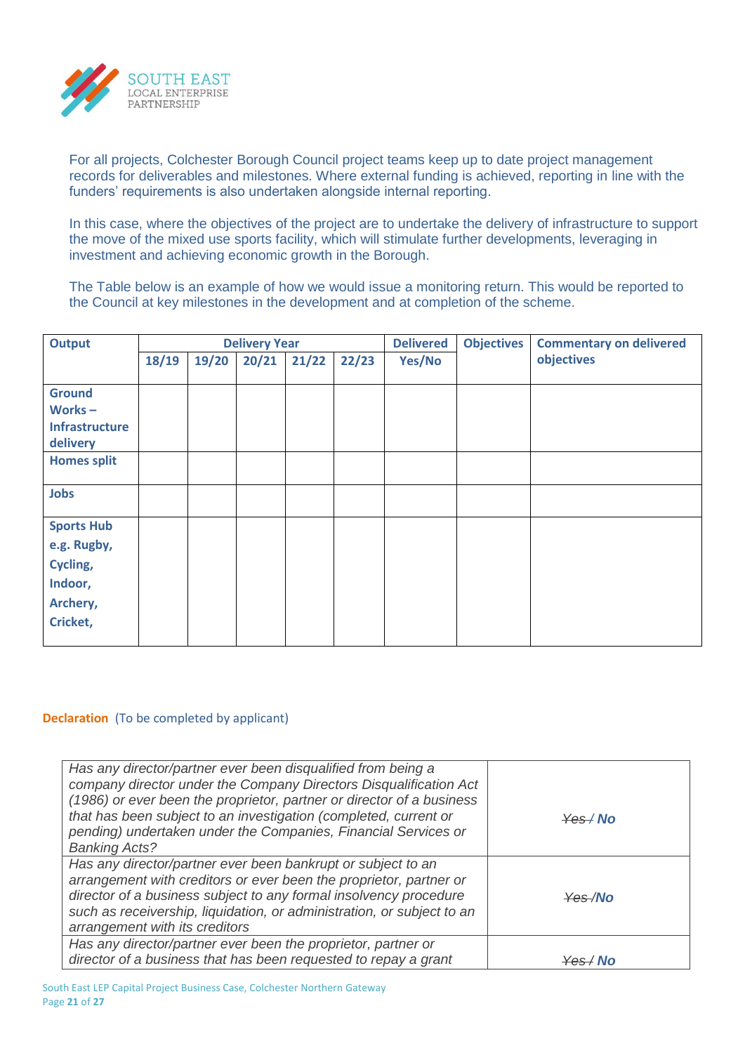For all projects, Colchester Borough Council project teams keep up to date project management records for deliverables and milestones. Where external funding is achieved, reporting in line with the funders' requirements is also undertaken alongside internal reporting.

In this case, where the objectives of the project are to undertake the delivery of infrastructure to support the move of the mixed use sports facility, which will stimulate further developments, leveraging in investment and achieving economic growth in the Borough.

The Table below is an example of how we would issue a monitoring return. This would be reported to the Council at key milestones in the development and at completion of the scheme.

| Output | Delivery Year | | | | | Delivered | Objectives | Commentary on delivered objectives |
|---|---|---|---|---|---|---|---|---|
| | 18/19 | 19/20 | 20/21 | 21/22 | 22/23 | Yes/No | | |
| **Ground Works – Infrastructure delivery** | | | | | | | | |
| **Homes split** | | | | | | | | |
| **Jobs** | | | | | | | | |
| **Sports Hub e.g. Rugby, Cycling, Indoor, Archery, Cricket,** | | | | | | | | |

**Declaration** (To be completed by applicant)

| | |
|---|---|
| *Has any director/partner ever been disqualified from being a company director under the Company Directors Disqualification Act (1986) or ever been the proprietor, partner or director of a business that has been subject to an investigation (completed, current or pending) undertaken under the Companies, Financial Services or Banking Acts?* | ~~Yes /~~ **No** |
| *Has any director/partner ever been bankrupt or subject to an arrangement with creditors or ever been the proprietor, partner or director of a business subject to any formal insolvency procedure such as receivership, liquidation, or administration, or subject to an arrangement with its creditors* | ~~Yes /~~**No** |
| *Has any director/partner ever been the proprietor, partner or director of a business that has been requested to repay a grant* | ~~Yes /~~ **No** |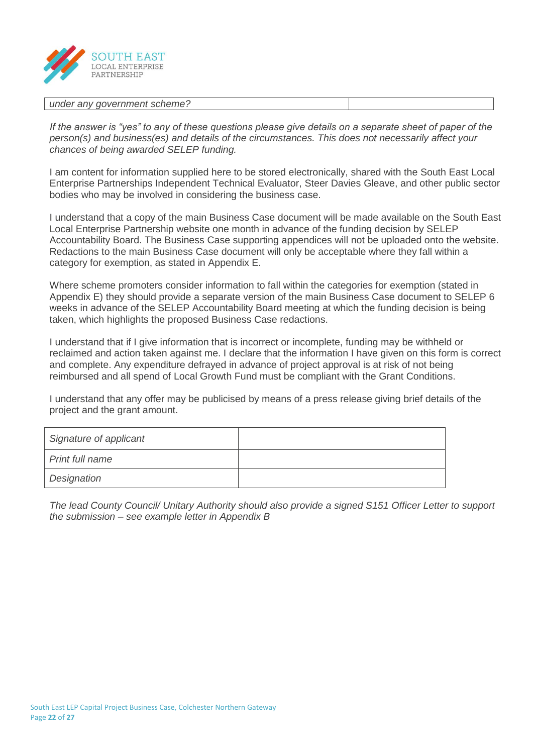| *under any government scheme?* | |
| --- | --- |

*If the answer is "yes" to any of these questions please give details on a separate sheet of paper of the person(s) and business(es) and details of the circumstances. This does not necessarily affect your chances of being awarded SELEP funding.*

I am content for information supplied here to be stored electronically, shared with the South East Local Enterprise Partnerships Independent Technical Evaluator, Steer Davies Gleave, and other public sector bodies who may be involved in considering the business case.

I understand that a copy of the main Business Case document will be made available on the South East Local Enterprise Partnership website one month in advance of the funding decision by SELEP Accountability Board. The Business Case supporting appendices will not be uploaded onto the website. Redactions to the main Business Case document will only be acceptable where they fall within a category for exemption, as stated in Appendix E.

Where scheme promoters consider information to fall within the categories for exemption (stated in Appendix E) they should provide a separate version of the main Business Case document to SELEP 6 weeks in advance of the SELEP Accountability Board meeting at which the funding decision is being taken, which highlights the proposed Business Case redactions.

I understand that if I give information that is incorrect or incomplete, funding may be withheld or reclaimed and action taken against me. I declare that the information I have given on this form is correct and complete. Any expenditure defrayed in advance of project approval is at risk of not being reimbursed and all spend of Local Growth Fund must be compliant with the Grant Conditions.

I understand that any offer may be publicised by means of a press release giving brief details of the project and the grant amount.

| *Signature of applicant* | |
| --- | --- |
| *Print full name* | |
| *Designation* | |

*The lead County Council/ Unitary Authority should also provide a signed S151 Officer Letter to support the submission – see example letter in Appendix B*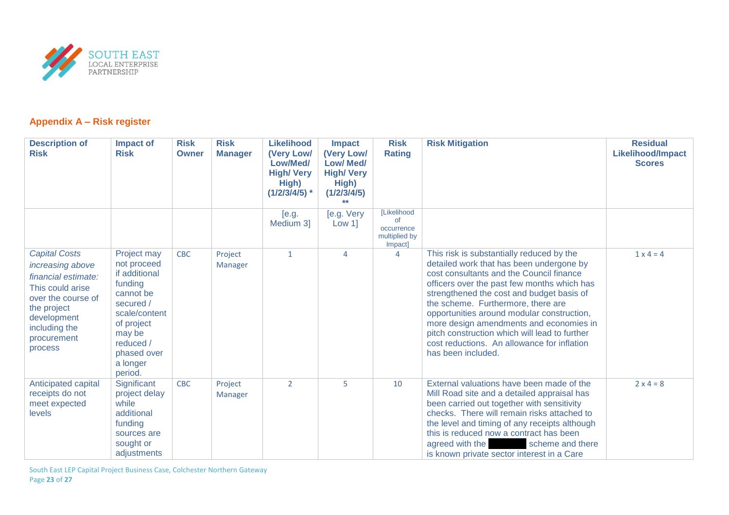## Appendix A – Risk register

| Description of Risk | Impact of Risk | Risk Owner | Risk Manager | Likelihood (Very Low/ Low/Med/ High/ Very High) (1/2/3/4/5) * | Impact (Very Low/ Low/ Med/ High/ Very High) (1/2/3/4/5) ** | Risk Rating | Risk Mitigation | Residual Likelihood/Impact Scores |
|---|---|---|---|---|---|---|---|---|
| | | | | [e.g. Medium 3] | [e.g. Very Low 1] | [Likelihood of occurrence multiplied by Impact] | | |
| *Capital Costs increasing above financial estimate:* This could arise over the course of the project development including the procurement process | Project may not proceed if additional funding cannot be secured / scale/content of project may be reduced / phased over a longer period. | CBC | Project Manager | 1 | 4 | 4 | This risk is substantially reduced by the detailed work that has been undergone by cost consultants and the Council finance officers over the past few months which has strengthened the cost and budget basis of the scheme. Furthermore, there are opportunities around modular construction, more design amendments and economies in pitch construction which will lead to further cost reductions. An allowance for inflation has been included. | 1 x 4 = 4 |
| Anticipated capital receipts do not meet expected levels | Significant project delay while additional funding sources are sought or adjustments | CBC | Project Manager | 2 | 5 | 10 | External valuations have been made of the Mill Road site and a detailed appraisal has been carried out together with sensitivity checks. There will remain risks attached to the level and timing of any receipts although this is reduced now a contract has been agreed with the [redacted] scheme and there is known private sector interest in a Care | 2 x 4 = 8 |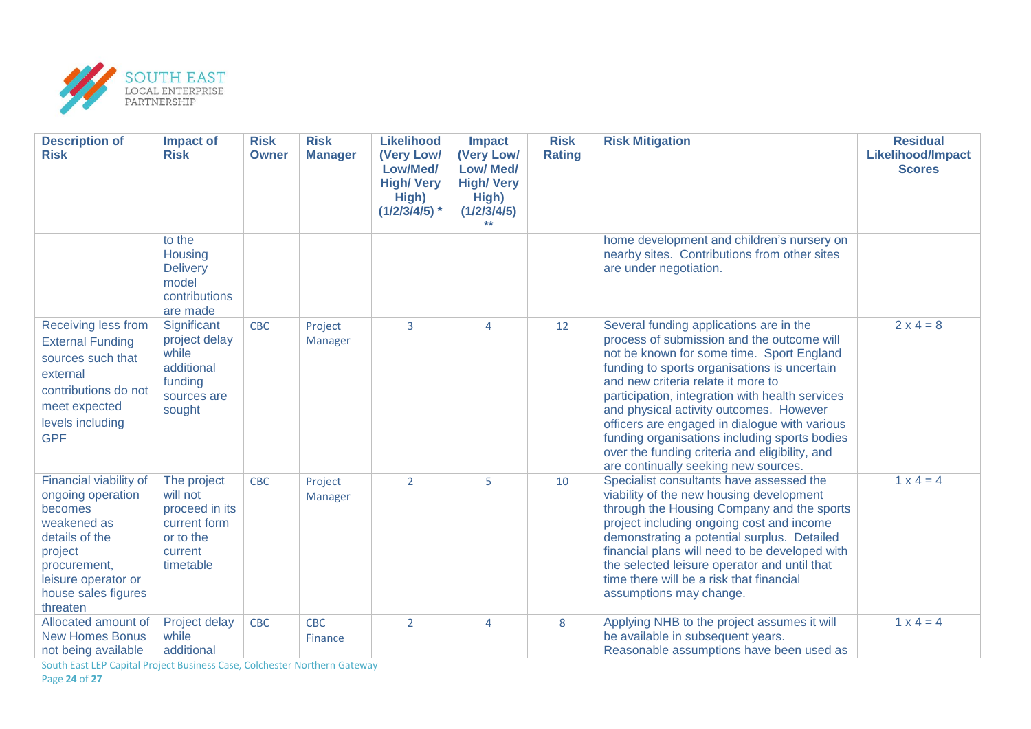| Description of Risk | Impact of Risk | Risk Owner | Risk Manager | Likelihood (Very Low/ Low/Med/ High/ Very High) (1/2/3/4/5) * | Impact (Very Low/ Low/ Med/ High/ Very High) (1/2/3/4/5) ** | Risk Rating | Risk Mitigation | Residual Likelihood/Impact Scores |
|---|---|---|---|---|---|---|---|---|
| | to the Housing Delivery model contributions are made | | | | | | home development and children's nursery on nearby sites. Contributions from other sites are under negotiation. | |
| Receiving less from External Funding sources such that external contributions do not meet expected levels including GPF | Significant project delay while additional funding sources are sought | CBC | Project Manager | 3 | 4 | 12 | Several funding applications are in the process of submission and the outcome will not be known for some time. Sport England funding to sports organisations is uncertain and new criteria relate it more to participation, integration with health services and physical activity outcomes. However officers are engaged in dialogue with various funding organisations including sports bodies over the funding criteria and eligibility, and are continually seeking new sources. | 2 x 4 = 8 |
| Financial viability of ongoing operation becomes weakened as details of the project procurement, leisure operator or house sales figures threaten | The project will not proceed in its current form or to the current timetable | CBC | Project Manager | 2 | 5 | 10 | Specialist consultants have assessed the viability of the new housing development through the Housing Company and the sports project including ongoing cost and income demonstrating a potential surplus. Detailed financial plans will need to be developed with the selected leisure operator and until that time there will be a risk that financial assumptions may change. | 1 x 4 = 4 |
| Allocated amount of New Homes Bonus not being available | Project delay while additional | CBC | CBC Finance | 2 | 4 | 8 | Applying NHB to the project assumes it will be available in subsequent years. Reasonable assumptions have been used as | 1 x 4 = 4 |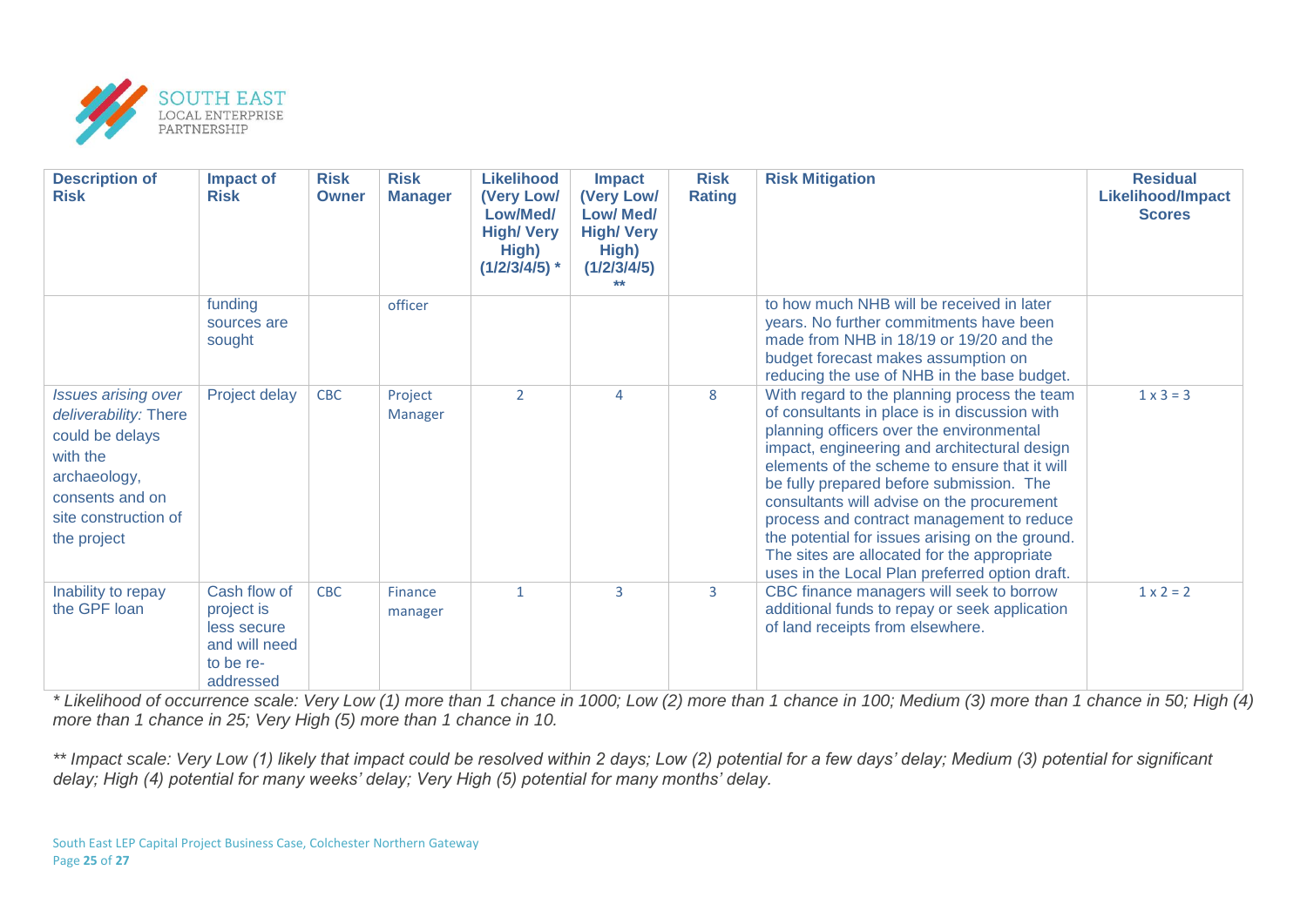| Description of Risk | Impact of Risk | Risk Owner | Risk Manager | Likelihood (Very Low/ Low/Med/ High/ Very High) (1/2/3/4/5) * | Impact (Very Low/ Low/ Med/ High/ Very High) (1/2/3/4/5) ** | Risk Rating | Risk Mitigation | Residual Likelihood/Impact Scores |
|---|---|---|---|---|---|---|---|---|
| | funding sources are sought | | officer | | | | to how much NHB will be received in later years. No further commitments have been made from NHB in 18/19 or 19/20 and the budget forecast makes assumption on reducing the use of NHB in the base budget. | |
| *Issues arising over deliverability:* There could be delays with the archaeology, consents and on site construction of the project | Project delay | CBC | Project Manager | 2 | 4 | 8 | With regard to the planning process the team of consultants in place is in discussion with planning officers over the environmental impact, engineering and architectural design elements of the scheme to ensure that it will be fully prepared before submission. The consultants will advise on the procurement process and contract management to reduce the potential for issues arising on the ground. The sites are allocated for the appropriate uses in the Local Plan preferred option draft. | 1 x 3 = 3 |
| Inability to repay the GPF loan | Cash flow of project is less secure and will need to be re-addressed | CBC | Finance manager | 1 | 3 | 3 | CBC finance managers will seek to borrow additional funds to repay or seek application of land receipts from elsewhere. | 1 x 2 = 2 |

*\* Likelihood of occurrence scale: Very Low (1) more than 1 chance in 1000; Low (2) more than 1 chance in 100; Medium (3) more than 1 chance in 50; High (4) more than 1 chance in 25; Very High (5) more than 1 chance in 10.*

*\*\* Impact scale: Very Low (1) likely that impact could be resolved within 2 days; Low (2) potential for a few days' delay; Medium (3) potential for significant delay; High (4) potential for many weeks' delay; Very High (5) potential for many months' delay.*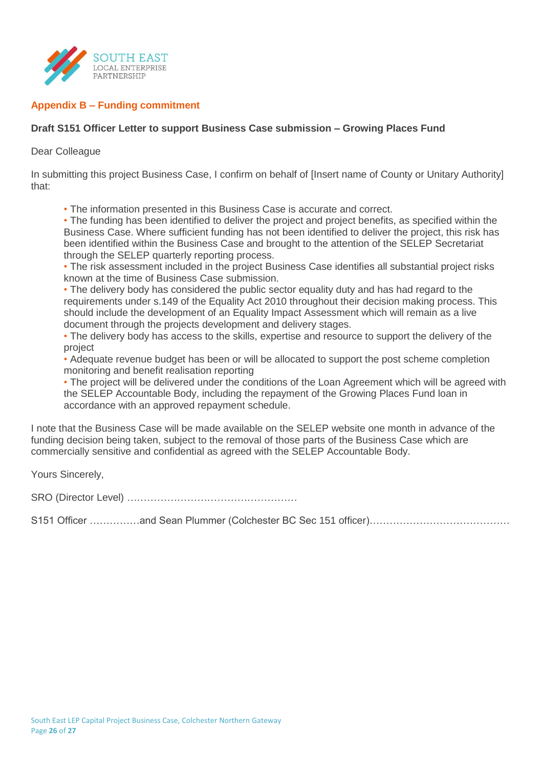SOUTH EAST
LOCAL ENTERPRISE
PARTNERSHIP

## Appendix B – Funding commitment

**Draft S151 Officer Letter to support Business Case submission – Growing Places Fund**

Dear Colleague

In submitting this project Business Case, I confirm on behalf of [Insert name of County or Unitary Authority] that:

- The information presented in this Business Case is accurate and correct.
- The funding has been identified to deliver the project and project benefits, as specified within the Business Case. Where sufficient funding has not been identified to deliver the project, this risk has been identified within the Business Case and brought to the attention of the SELEP Secretariat through the SELEP quarterly reporting process.
- The risk assessment included in the project Business Case identifies all substantial project risks known at the time of Business Case submission.
- The delivery body has considered the public sector equality duty and has had regard to the requirements under s.149 of the Equality Act 2010 throughout their decision making process. This should include the development of an Equality Impact Assessment which will remain as a live document through the projects development and delivery stages.
- The delivery body has access to the skills, expertise and resource to support the delivery of the project
- Adequate revenue budget has been or will be allocated to support the post scheme completion monitoring and benefit realisation reporting
- The project will be delivered under the conditions of the Loan Agreement which will be agreed with the SELEP Accountable Body, including the repayment of the Growing Places Fund loan in accordance with an approved repayment schedule.

I note that the Business Case will be made available on the SELEP website one month in advance of the funding decision being taken, subject to the removal of those parts of the Business Case which are commercially sensitive and confidential as agreed with the SELEP Accountable Body.

Yours Sincerely,

SRO (Director Level) ……………………………………………

S151 Officer ……………and Sean Plummer (Colchester BC Sec 151 officer)……………………………………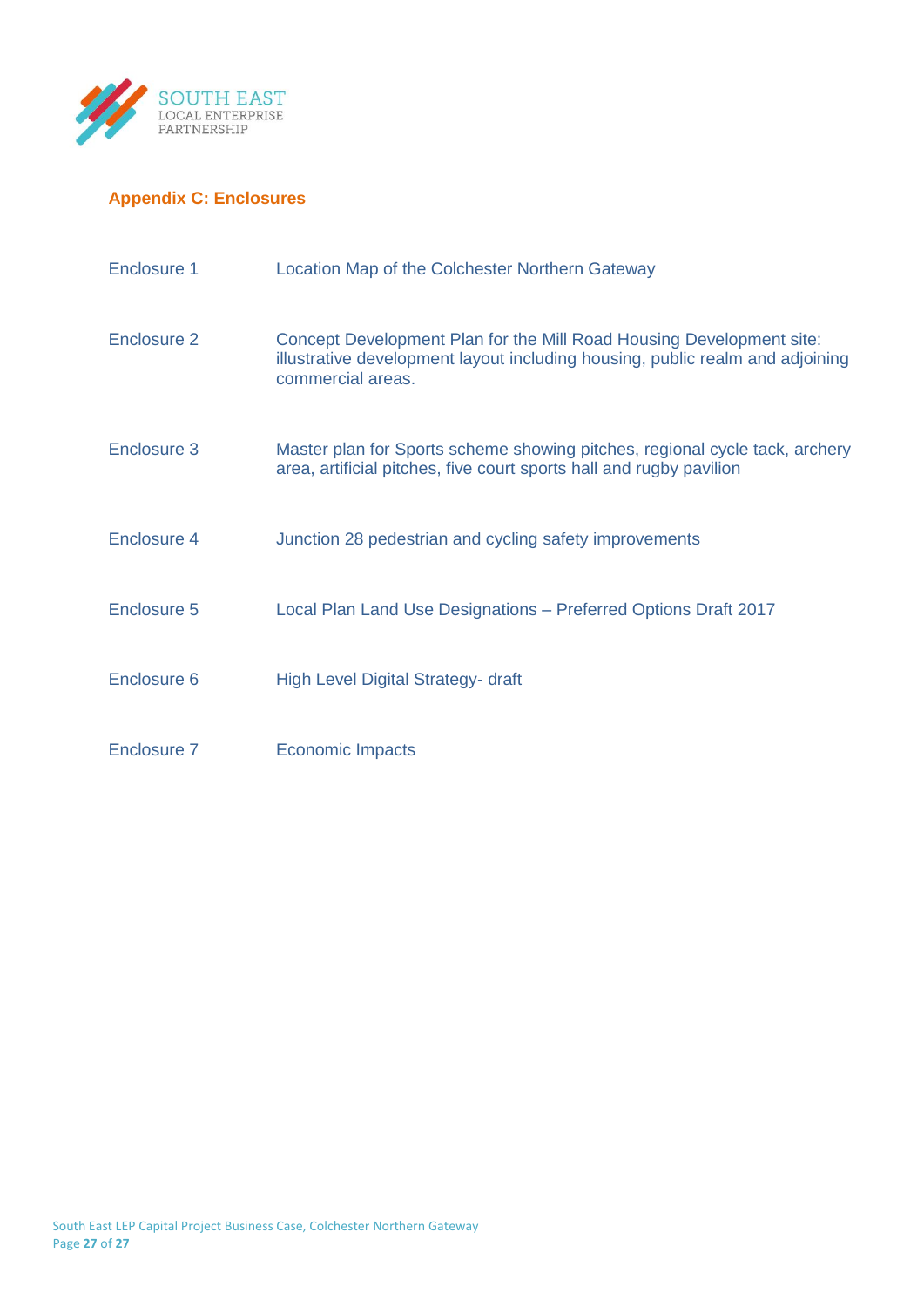## Appendix C: Enclosures

| | |
|---|---|
| Enclosure 1 | Location Map of the Colchester Northern Gateway |
| Enclosure 2 | Concept Development Plan for the Mill Road Housing Development site: illustrative development layout including housing, public realm and adjoining commercial areas. |
| Enclosure 3 | Master plan for Sports scheme showing pitches, regional cycle tack, archery area, artificial pitches, five court sports hall and rugby pavilion |
| Enclosure 4 | Junction 28 pedestrian and cycling safety improvements |
| Enclosure 5 | Local Plan Land Use Designations – Preferred Options Draft 2017 |
| Enclosure 6 | High Level Digital Strategy- draft |
| Enclosure 7 | Economic Impacts |